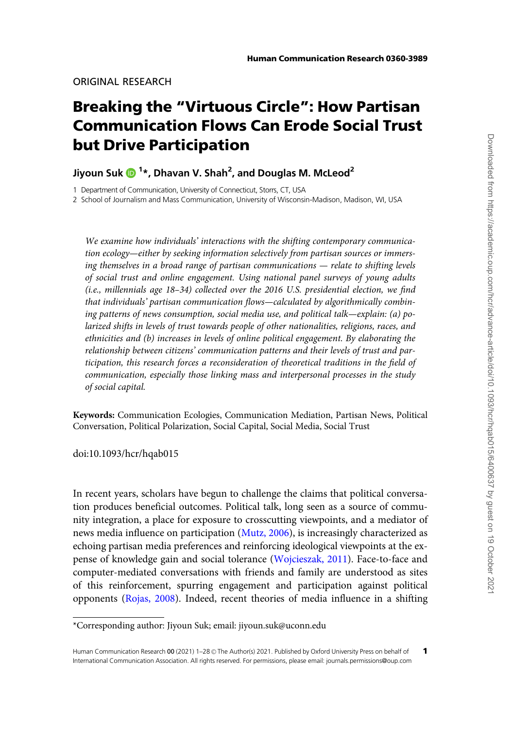ORIGINAL RESEARCH

# Breaking the "Virtuous Circle": How Partisan Communication Flows Can Erode Social Trust but Drive Participation

**Jiyoun Suk [1]*, Dhavan V. Shah [2], and Douglas M. McLeod [2]**

1 Department of Communication, University of Connecticut, Storrs, CT, USA

2 School of Journalism and Mass Communication, University of Wisconsin-Madison, Madison, WI, USA

*We examine how individuals' interactions with the shifting contemporary communication ecology—either by seeking information selectively from partisan sources or immersing themselves in a broad range of partisan communications — relate to shifting levels of social trust and online engagement. Using national panel surveys of young adults (i.e., millennials age 18–34) collected over the 2016 U.S. presidential election, we find that individuals' partisan communication flows—calculated by algorithmically combining patterns of news consumption, social media use, and political talk—explain: (a) polarized shifts in levels of trust towards people of other nationalities, religions, races, and ethnicities and (b) increases in levels of online political engagement. By elaborating the relationship between citizens' communication patterns and their levels of trust and participation, this research forces a reconsideration of theoretical traditions in the field of communication, especially those linking mass and interpersonal processes in the study of social capital.*

**Keywords:** Communication Ecologies, Communication Mediation, Partisan News, Political Conversation, Political Polarization, Social Capital, Social Media, Social Trust

doi:10.1093/hcr/hqab015

In recent years, scholars have begun to challenge the claims that political conversation produces beneficial outcomes. Political talk, long seen as a source of community integration, a place for exposure to crosscutting viewpoints, and a mediator of news media influence on participation (Mutz, 2006), is increasingly characterized as echoing partisan media preferences and reinforcing ideological viewpoints at the expense of knowledge gain and social tolerance (Wojcieszak, 2011). Face-to-face and computer-mediated conversations with friends and family are understood as sites of this reinforcement, spurring engagement and participation against political opponents (Rojas, 2008). Indeed, recent theories of media influence in a shifting

*Corresponding author: Jiyoun Suk; email: jiyoun.suk@uconn.edu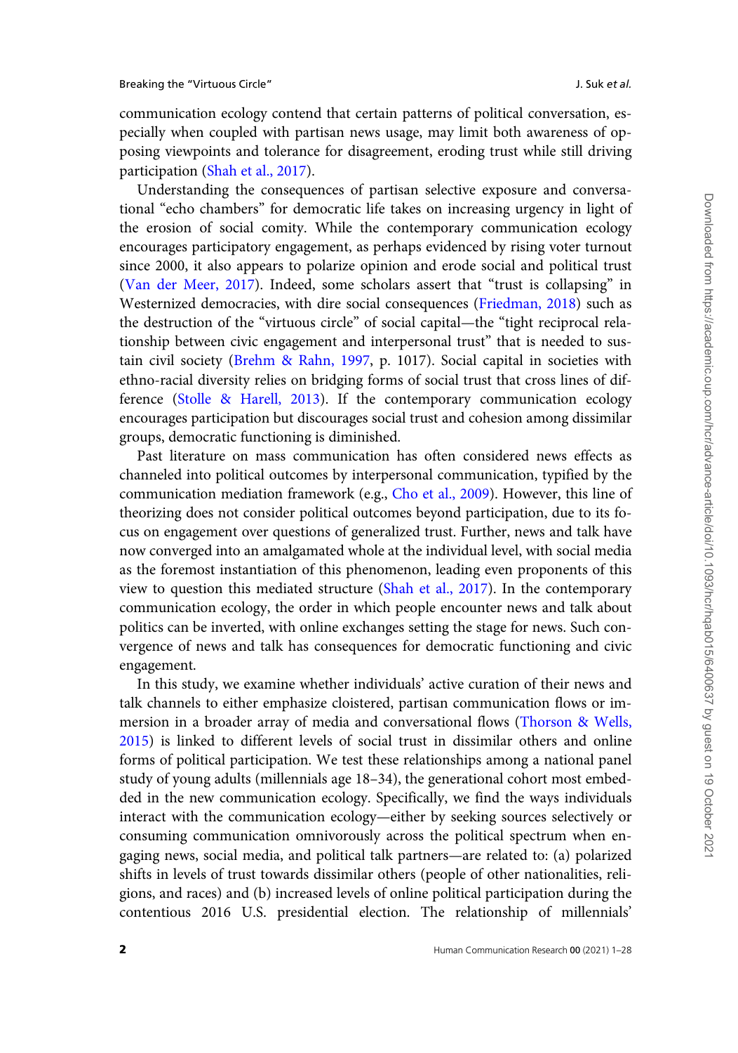communication ecology contend that certain patterns of political conversation, especially when coupled with partisan news usage, may limit both awareness of opposing viewpoints and tolerance for disagreement, eroding trust while still driving participation (Shah et al., 2017).

Understanding the consequences of partisan selective exposure and conversational "echo chambers" for democratic life takes on increasing urgency in light of the erosion of social comity. While the contemporary communication ecology encourages participatory engagement, as perhaps evidenced by rising voter turnout since 2000, it also appears to polarize opinion and erode social and political trust (Van der Meer, 2017). Indeed, some scholars assert that "trust is collapsing" in Westernized democracies, with dire social consequences (Friedman, 2018) such as the destruction of the "virtuous circle" of social capital—the "tight reciprocal relationship between civic engagement and interpersonal trust" that is needed to sustain civil society (Brehm & Rahn, 1997, p. 1017). Social capital in societies with ethno-racial diversity relies on bridging forms of social trust that cross lines of difference (Stolle & Harell, 2013). If the contemporary communication ecology encourages participation but discourages social trust and cohesion among dissimilar groups, democratic functioning is diminished.

Past literature on mass communication has often considered news effects as channeled into political outcomes by interpersonal communication, typified by the communication mediation framework (e.g., Cho et al., 2009). However, this line of theorizing does not consider political outcomes beyond participation, due to its focus on engagement over questions of generalized trust. Further, news and talk have now converged into an amalgamated whole at the individual level, with social media as the foremost instantiation of this phenomenon, leading even proponents of this view to question this mediated structure (Shah et al., 2017). In the contemporary communication ecology, the order in which people encounter news and talk about politics can be inverted, with online exchanges setting the stage for news. Such convergence of news and talk has consequences for democratic functioning and civic engagement.

In this study, we examine whether individuals' active curation of their news and talk channels to either emphasize cloistered, partisan communication flows or immersion in a broader array of media and conversational flows (Thorson & Wells, 2015) is linked to different levels of social trust in dissimilar others and online forms of political participation. We test these relationships among a national panel study of young adults (millennials age 18–34), the generational cohort most embedded in the new communication ecology. Specifically, we find the ways individuals interact with the communication ecology—either by seeking sources selectively or consuming communication omnivorously across the political spectrum when engaging news, social media, and political talk partners—are related to: (a) polarized shifts in levels of trust towards dissimilar others (people of other nationalities, religions, and races) and (b) increased levels of online political participation during the contentious 2016 U.S. presidential election. The relationship of millennials'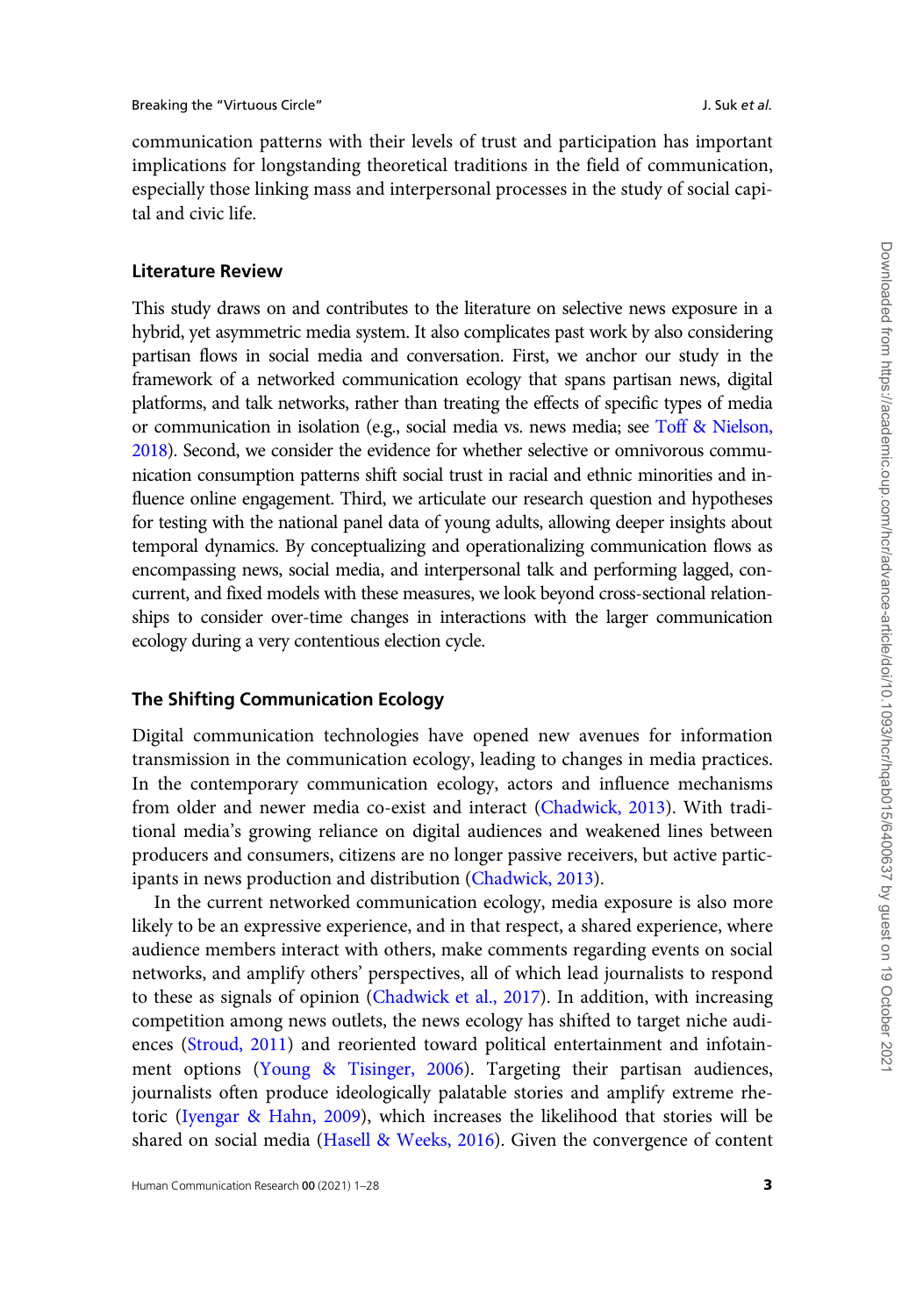communication patterns with their levels of trust and participation has important implications for longstanding theoretical traditions in the field of communication, especially those linking mass and interpersonal processes in the study of social capital and civic life.

## Literature Review

This study draws on and contributes to the literature on selective news exposure in a hybrid, yet asymmetric media system. It also complicates past work by also considering partisan flows in social media and conversation. First, we anchor our study in the framework of a networked communication ecology that spans partisan news, digital platforms, and talk networks, rather than treating the effects of specific types of media or communication in isolation (e.g., social media vs. news media; see Toff & Nielson, 2018). Second, we consider the evidence for whether selective or omnivorous communication consumption patterns shift social trust in racial and ethnic minorities and influence online engagement. Third, we articulate our research question and hypotheses for testing with the national panel data of young adults, allowing deeper insights about temporal dynamics. By conceptualizing and operationalizing communication flows as encompassing news, social media, and interpersonal talk and performing lagged, concurrent, and fixed models with these measures, we look beyond cross-sectional relationships to consider over-time changes in interactions with the larger communication ecology during a very contentious election cycle.

## The Shifting Communication Ecology

Digital communication technologies have opened new avenues for information transmission in the communication ecology, leading to changes in media practices. In the contemporary communication ecology, actors and influence mechanisms from older and newer media co-exist and interact (Chadwick, 2013). With traditional media's growing reliance on digital audiences and weakened lines between producers and consumers, citizens are no longer passive receivers, but active participants in news production and distribution (Chadwick, 2013).

In the current networked communication ecology, media exposure is also more likely to be an expressive experience, and in that respect, a shared experience, where audience members interact with others, make comments regarding events on social networks, and amplify others' perspectives, all of which lead journalists to respond to these as signals of opinion (Chadwick et al., 2017). In addition, with increasing competition among news outlets, the news ecology has shifted to target niche audiences (Stroud, 2011) and reoriented toward political entertainment and infotainment options (Young & Tisinger, 2006). Targeting their partisan audiences, journalists often produce ideologically palatable stories and amplify extreme rhetoric (Iyengar & Hahn, 2009), which increases the likelihood that stories will be shared on social media (Hasell & Weeks, 2016). Given the convergence of content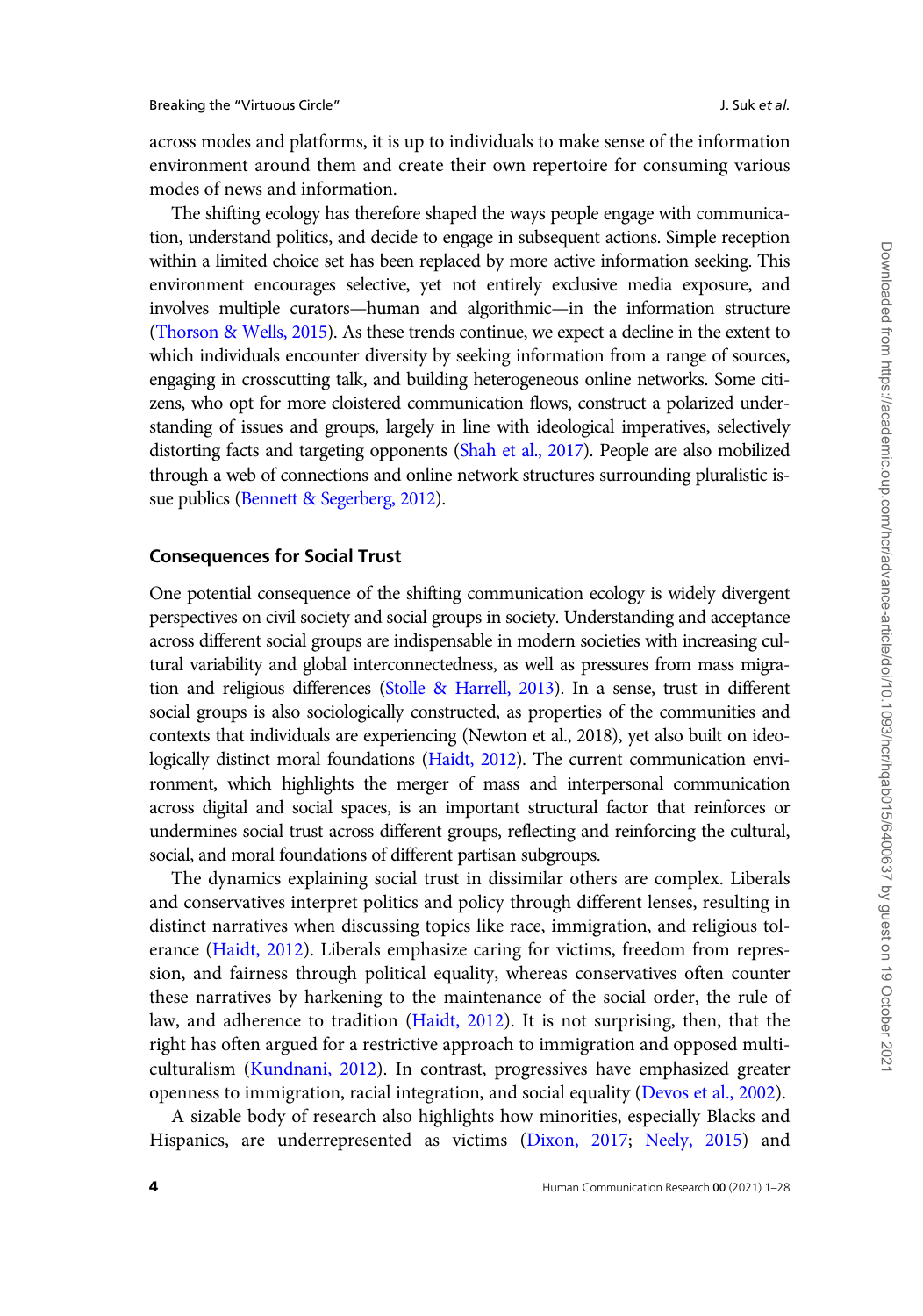across modes and platforms, it is up to individuals to make sense of the information environment around them and create their own repertoire for consuming various modes of news and information.

The shifting ecology has therefore shaped the ways people engage with communication, understand politics, and decide to engage in subsequent actions. Simple reception within a limited choice set has been replaced by more active information seeking. This environment encourages selective, yet not entirely exclusive media exposure, and involves multiple curators—human and algorithmic—in the information structure (Thorson & Wells, 2015). As these trends continue, we expect a decline in the extent to which individuals encounter diversity by seeking information from a range of sources, engaging in crosscutting talk, and building heterogeneous online networks. Some citizens, who opt for more cloistered communication flows, construct a polarized understanding of issues and groups, largely in line with ideological imperatives, selectively distorting facts and targeting opponents (Shah et al., 2017). People are also mobilized through a web of connections and online network structures surrounding pluralistic issue publics (Bennett & Segerberg, 2012).

## Consequences for Social Trust

One potential consequence of the shifting communication ecology is widely divergent perspectives on civil society and social groups in society. Understanding and acceptance across different social groups are indispensable in modern societies with increasing cultural variability and global interconnectedness, as well as pressures from mass migration and religious differences (Stolle & Harrell, 2013). In a sense, trust in different social groups is also sociologically constructed, as properties of the communities and contexts that individuals are experiencing (Newton et al., 2018), yet also built on ideologically distinct moral foundations (Haidt, 2012). The current communication environment, which highlights the merger of mass and interpersonal communication across digital and social spaces, is an important structural factor that reinforces or undermines social trust across different groups, reflecting and reinforcing the cultural, social, and moral foundations of different partisan subgroups.

The dynamics explaining social trust in dissimilar others are complex. Liberals and conservatives interpret politics and policy through different lenses, resulting in distinct narratives when discussing topics like race, immigration, and religious tolerance (Haidt, 2012). Liberals emphasize caring for victims, freedom from repression, and fairness through political equality, whereas conservatives often counter these narratives by harkening to the maintenance of the social order, the rule of law, and adherence to tradition (Haidt, 2012). It is not surprising, then, that the right has often argued for a restrictive approach to immigration and opposed multiculturalism (Kundnani, 2012). In contrast, progressives have emphasized greater openness to immigration, racial integration, and social equality (Devos et al., 2002).

A sizable body of research also highlights how minorities, especially Blacks and Hispanics, are underrepresented as victims (Dixon, 2017; Neely, 2015) and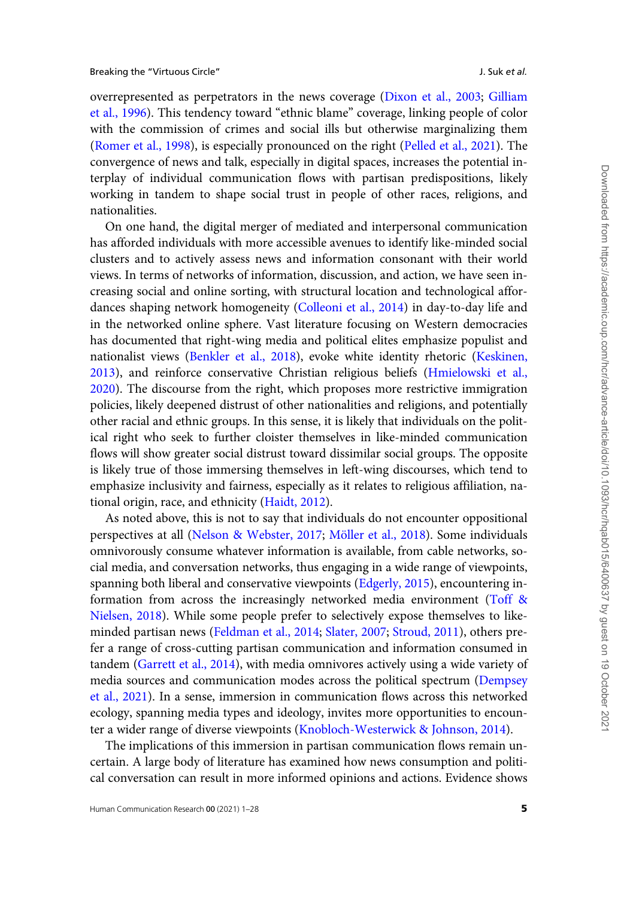overrepresented as perpetrators in the news coverage (Dixon et al., 2003; Gilliam et al., 1996). This tendency toward "ethnic blame" coverage, linking people of color with the commission of crimes and social ills but otherwise marginalizing them (Romer et al., 1998), is especially pronounced on the right (Pelled et al., 2021). The convergence of news and talk, especially in digital spaces, increases the potential interplay of individual communication flows with partisan predispositions, likely working in tandem to shape social trust in people of other races, religions, and nationalities.

On one hand, the digital merger of mediated and interpersonal communication has afforded individuals with more accessible avenues to identify like-minded social clusters and to actively assess news and information consonant with their world views. In terms of networks of information, discussion, and action, we have seen increasing social and online sorting, with structural location and technological affordances shaping network homogeneity (Colleoni et al., 2014) in day-to-day life and in the networked online sphere. Vast literature focusing on Western democracies has documented that right-wing media and political elites emphasize populist and nationalist views (Benkler et al., 2018), evoke white identity rhetoric (Keskinen, 2013), and reinforce conservative Christian religious beliefs (Hmielowski et al., 2020). The discourse from the right, which proposes more restrictive immigration policies, likely deepened distrust of other nationalities and religions, and potentially other racial and ethnic groups. In this sense, it is likely that individuals on the political right who seek to further cloister themselves in like-minded communication flows will show greater social distrust toward dissimilar social groups. The opposite is likely true of those immersing themselves in left-wing discourses, which tend to emphasize inclusivity and fairness, especially as it relates to religious affiliation, national origin, race, and ethnicity (Haidt, 2012).

As noted above, this is not to say that individuals do not encounter oppositional perspectives at all (Nelson & Webster, 2017; Möller et al., 2018). Some individuals omnivorously consume whatever information is available, from cable networks, social media, and conversation networks, thus engaging in a wide range of viewpoints, spanning both liberal and conservative viewpoints (Edgerly, 2015), encountering information from across the increasingly networked media environment (Toff & Nielsen, 2018). While some people prefer to selectively expose themselves to like-minded partisan news (Feldman et al., 2014; Slater, 2007; Stroud, 2011), others prefer a range of cross-cutting partisan communication and information consumed in tandem (Garrett et al., 2014), with media omnivores actively using a wide variety of media sources and communication modes across the political spectrum (Dempsey et al., 2021). In a sense, immersion in communication flows across this networked ecology, spanning media types and ideology, invites more opportunities to encounter a wider range of diverse viewpoints (Knobloch-Westerwick & Johnson, 2014).

The implications of this immersion in partisan communication flows remain uncertain. A large body of literature has examined how news consumption and political conversation can result in more informed opinions and actions. Evidence shows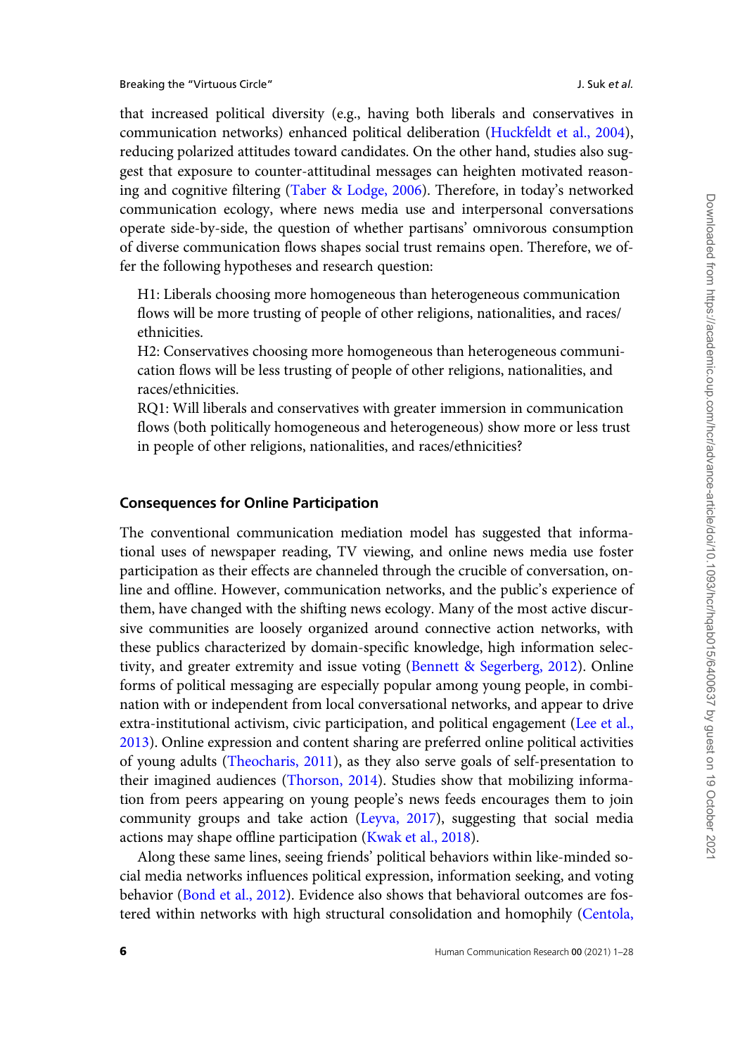that increased political diversity (e.g., having both liberals and conservatives in communication networks) enhanced political deliberation (Huckfeldt et al., 2004), reducing polarized attitudes toward candidates. On the other hand, studies also suggest that exposure to counter-attitudinal messages can heighten motivated reasoning and cognitive filtering (Taber & Lodge, 2006). Therefore, in today's networked communication ecology, where news media use and interpersonal conversations operate side-by-side, the question of whether partisans' omnivorous consumption of diverse communication flows shapes social trust remains open. Therefore, we offer the following hypotheses and research question:

H1: Liberals choosing more homogeneous than heterogeneous communication flows will be more trusting of people of other religions, nationalities, and races/ethnicities.

H2: Conservatives choosing more homogeneous than heterogeneous communication flows will be less trusting of people of other religions, nationalities, and races/ethnicities.

RQ1: Will liberals and conservatives with greater immersion in communication flows (both politically homogeneous and heterogeneous) show more or less trust in people of other religions, nationalities, and races/ethnicities?

### Consequences for Online Participation

The conventional communication mediation model has suggested that informational uses of newspaper reading, TV viewing, and online news media use foster participation as their effects are channeled through the crucible of conversation, online and offline. However, communication networks, and the public's experience of them, have changed with the shifting news ecology. Many of the most active discursive communities are loosely organized around connective action networks, with these publics characterized by domain-specific knowledge, high information selectivity, and greater extremity and issue voting (Bennett & Segerberg, 2012). Online forms of political messaging are especially popular among young people, in combination with or independent from local conversational networks, and appear to drive extra-institutional activism, civic participation, and political engagement (Lee et al., 2013). Online expression and content sharing are preferred online political activities of young adults (Theocharis, 2011), as they also serve goals of self-presentation to their imagined audiences (Thorson, 2014). Studies show that mobilizing information from peers appearing on young people's news feeds encourages them to join community groups and take action (Leyva, 2017), suggesting that social media actions may shape offline participation (Kwak et al., 2018).

Along these same lines, seeing friends' political behaviors within like-minded social media networks influences political expression, information seeking, and voting behavior (Bond et al., 2012). Evidence also shows that behavioral outcomes are fostered within networks with high structural consolidation and homophily (Centola,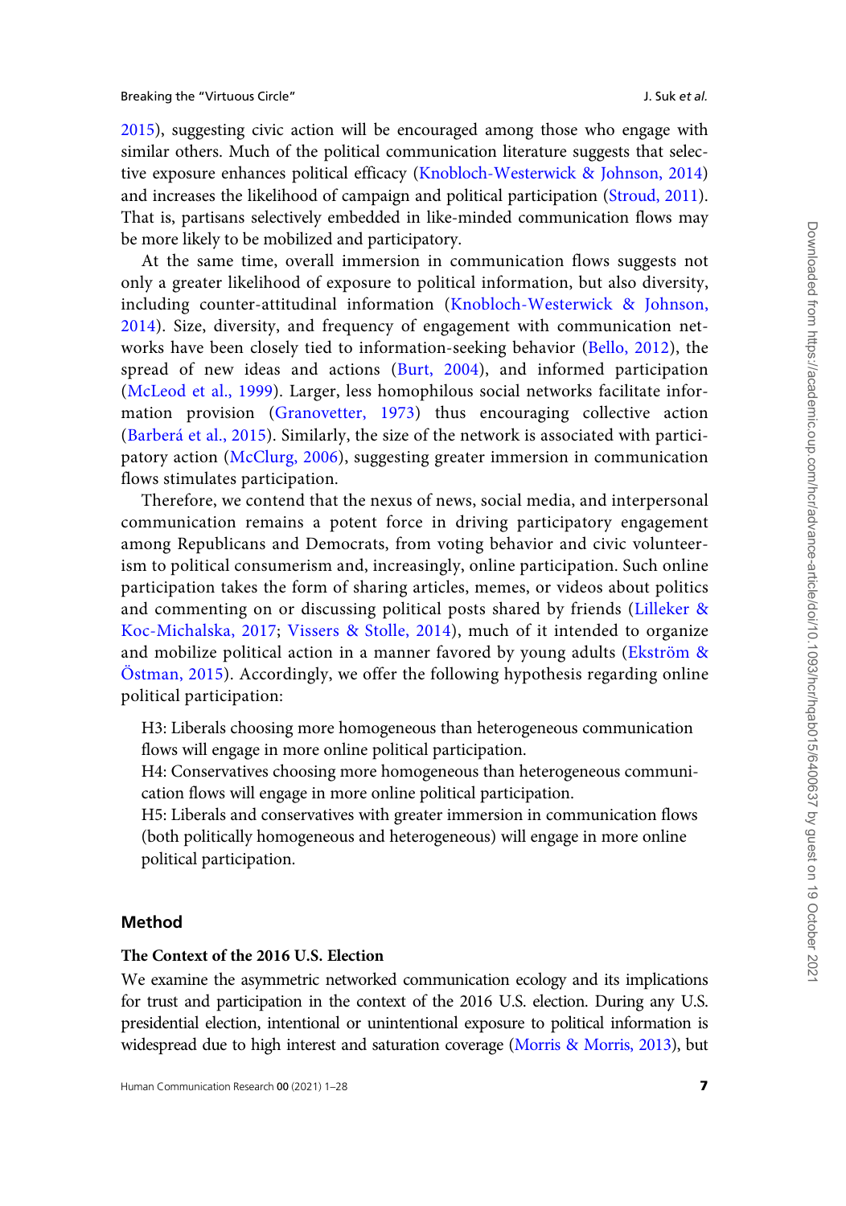2015), suggesting civic action will be encouraged among those who engage with similar others. Much of the political communication literature suggests that selective exposure enhances political efficacy (Knobloch-Westerwick & Johnson, 2014) and increases the likelihood of campaign and political participation (Stroud, 2011). That is, partisans selectively embedded in like-minded communication flows may be more likely to be mobilized and participatory.

At the same time, overall immersion in communication flows suggests not only a greater likelihood of exposure to political information, but also diversity, including counter-attitudinal information (Knobloch-Westerwick & Johnson, 2014). Size, diversity, and frequency of engagement with communication networks have been closely tied to information-seeking behavior (Bello, 2012), the spread of new ideas and actions (Burt, 2004), and informed participation (McLeod et al., 1999). Larger, less homophilous social networks facilitate information provision (Granovetter, 1973) thus encouraging collective action (Barberá et al., 2015). Similarly, the size of the network is associated with participatory action (McClurg, 2006), suggesting greater immersion in communication flows stimulates participation.

Therefore, we contend that the nexus of news, social media, and interpersonal communication remains a potent force in driving participatory engagement among Republicans and Democrats, from voting behavior and civic volunteerism to political consumerism and, increasingly, online participation. Such online participation takes the form of sharing articles, memes, or videos about politics and commenting on or discussing political posts shared by friends (Lilleker & Koc-Michalska, 2017; Vissers & Stolle, 2014), much of it intended to organize and mobilize political action in a manner favored by young adults (Ekström & Östman, 2015). Accordingly, we offer the following hypothesis regarding online political participation:

H3: Liberals choosing more homogeneous than heterogeneous communication flows will engage in more online political participation.
H4: Conservatives choosing more homogeneous than heterogeneous communication flows will engage in more online political participation.
H5: Liberals and conservatives with greater immersion in communication flows (both politically homogeneous and heterogeneous) will engage in more online political participation.

## Method

### The Context of the 2016 U.S. Election

We examine the asymmetric networked communication ecology and its implications for trust and participation in the context of the 2016 U.S. election. During any U.S. presidential election, intentional or unintentional exposure to political information is widespread due to high interest and saturation coverage (Morris & Morris, 2013), but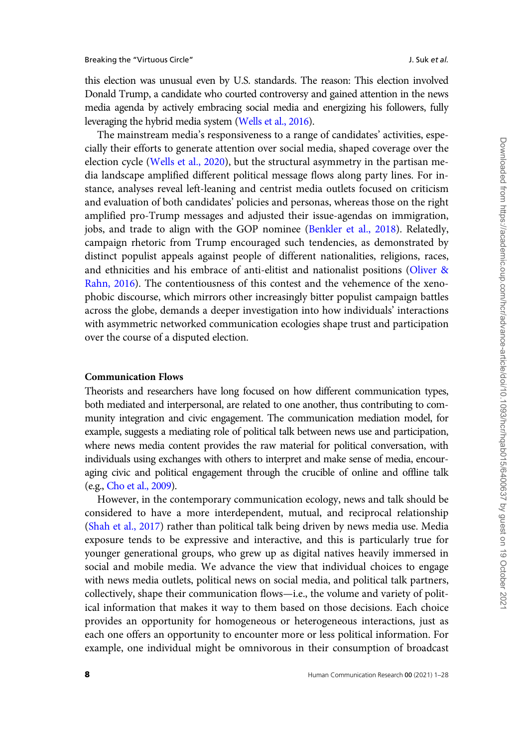this election was unusual even by U.S. standards. The reason: This election involved Donald Trump, a candidate who courted controversy and gained attention in the news media agenda by actively embracing social media and energizing his followers, fully leveraging the hybrid media system (Wells et al., 2016).

The mainstream media's responsiveness to a range of candidates' activities, especially their efforts to generate attention over social media, shaped coverage over the election cycle (Wells et al., 2020), but the structural asymmetry in the partisan media landscape amplified different political message flows along party lines. For instance, analyses reveal left-leaning and centrist media outlets focused on criticism and evaluation of both candidates' policies and personas, whereas those on the right amplified pro-Trump messages and adjusted their issue-agendas on immigration, jobs, and trade to align with the GOP nominee (Benkler et al., 2018). Relatedly, campaign rhetoric from Trump encouraged such tendencies, as demonstrated by distinct populist appeals against people of different nationalities, religions, races, and ethnicities and his embrace of anti-elitist and nationalist positions (Oliver & Rahn, 2016). The contentiousness of this contest and the vehemence of the xenophobic discourse, which mirrors other increasingly bitter populist campaign battles across the globe, demands a deeper investigation into how individuals' interactions with asymmetric networked communication ecologies shape trust and participation over the course of a disputed election.

### Communication Flows

Theorists and researchers have long focused on how different communication types, both mediated and interpersonal, are related to one another, thus contributing to community integration and civic engagement. The communication mediation model, for example, suggests a mediating role of political talk between news use and participation, where news media content provides the raw material for political conversation, with individuals using exchanges with others to interpret and make sense of media, encouraging civic and political engagement through the crucible of online and offline talk (e.g., Cho et al., 2009).

However, in the contemporary communication ecology, news and talk should be considered to have a more interdependent, mutual, and reciprocal relationship (Shah et al., 2017) rather than political talk being driven by news media use. Media exposure tends to be expressive and interactive, and this is particularly true for younger generational groups, who grew up as digital natives heavily immersed in social and mobile media. We advance the view that individual choices to engage with news media outlets, political news on social media, and political talk partners, collectively, shape their communication flows—i.e., the volume and variety of political information that makes it way to them based on those decisions. Each choice provides an opportunity for homogeneous or heterogeneous interactions, just as each one offers an opportunity to encounter more or less political information. For example, one individual might be omnivorous in their consumption of broadcast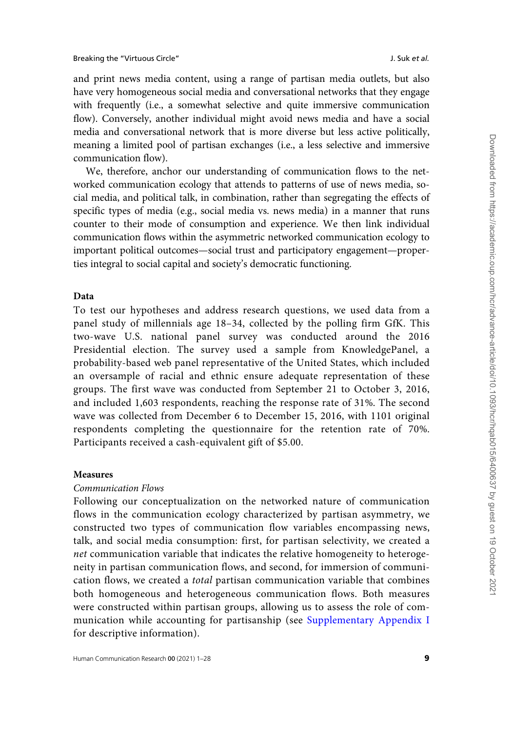and print news media content, using a range of partisan media outlets, but also have very homogeneous social media and conversational networks that they engage with frequently (i.e., a somewhat selective and quite immersive communication flow). Conversely, another individual might avoid news media and have a social media and conversational network that is more diverse but less active politically, meaning a limited pool of partisan exchanges (i.e., a less selective and immersive communication flow).

We, therefore, anchor our understanding of communication flows to the networked communication ecology that attends to patterns of use of news media, social media, and political talk, in combination, rather than segregating the effects of specific types of media (e.g., social media vs. news media) in a manner that runs counter to their mode of consumption and experience. We then link individual communication flows within the asymmetric networked communication ecology to important political outcomes—social trust and participatory engagement—properties integral to social capital and society's democratic functioning.

## Data

To test our hypotheses and address research questions, we used data from a panel study of millennials age 18–34, collected by the polling firm GfK. This two-wave U.S. national panel survey was conducted around the 2016 Presidential election. The survey used a sample from KnowledgePanel, a probability-based web panel representative of the United States, which included an oversample of racial and ethnic ensure adequate representation of these groups. The first wave was conducted from September 21 to October 3, 2016, and included 1,603 respondents, reaching the response rate of 31%. The second wave was collected from December 6 to December 15, 2016, with 1101 original respondents completing the questionnaire for the retention rate of 70%. Participants received a cash-equivalent gift of $5.00.

## Measures

### *Communication Flows*

Following our conceptualization on the networked nature of communication flows in the communication ecology characterized by partisan asymmetry, we constructed two types of communication flow variables encompassing news, talk, and social media consumption: first, for partisan selectivity, we created a *net* communication variable that indicates the relative homogeneity to heterogeneity in partisan communication flows, and second, for immersion of communication flows, we created a *total* partisan communication variable that combines both homogeneous and heterogeneous communication flows. Both measures were constructed within partisan groups, allowing us to assess the role of communication while accounting for partisanship (see Supplementary Appendix I for descriptive information).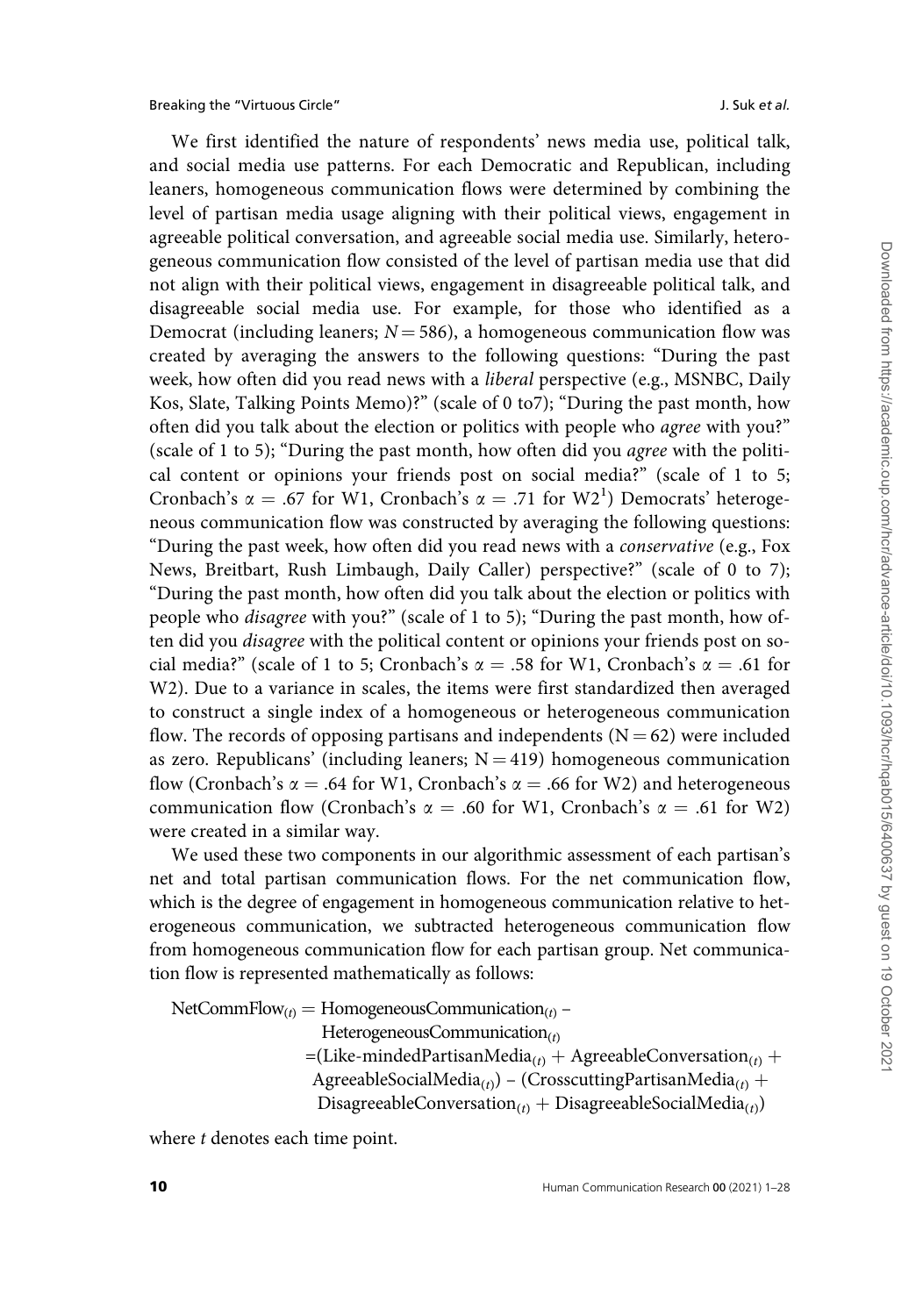We first identified the nature of respondents' news media use, political talk, and social media use patterns. For each Democratic and Republican, including leaners, homogeneous communication flows were determined by combining the level of partisan media usage aligning with their political views, engagement in agreeable political conversation, and agreeable social media use. Similarly, heterogeneous communication flow consisted of the level of partisan media use that did not align with their political views, engagement in disagreeable political talk, and disagreeable social media use. For example, for those who identified as a Democrat (including leaners; $N = 586$), a homogeneous communication flow was created by averaging the answers to the following questions: "During the past week, how often did you read news with a *liberal* perspective (e.g., MSNBC, Daily Kos, Slate, Talking Points Memo)?" (scale of 0 to7); "During the past month, how often did you talk about the election or politics with people who *agree* with you?" (scale of 1 to 5); "During the past month, how often did you *agree* with the political content or opinions your friends post on social media?" (scale of 1 to 5; Cronbach's $\alpha = .67$ for W1, Cronbach's $\alpha = .71$ for W2[1]) Democrats' heterogeneous communication flow was constructed by averaging the following questions: "During the past week, how often did you read news with a *conservative* (e.g., Fox News, Breitbart, Rush Limbaugh, Daily Caller) perspective?" (scale of 0 to 7); "During the past month, how often did you talk about the election or politics with people who *disagree* with you?" (scale of 1 to 5); "During the past month, how often did you *disagree* with the political content or opinions your friends post on social media?" (scale of 1 to 5; Cronbach's $\alpha = .58$ for W1, Cronbach's $\alpha = .61$ for W2). Due to a variance in scales, the items were first standardized then averaged to construct a single index of a homogeneous or heterogeneous communication flow. The records of opposing partisans and independents ($N = 62$) were included as zero. Republicans' (including leaners; $N = 419$) homogeneous communication flow (Cronbach's $\alpha = .64$ for W1, Cronbach's $\alpha = .66$ for W2) and heterogeneous communication flow (Cronbach's $\alpha = .60$ for W1, Cronbach's $\alpha = .61$ for W2) were created in a similar way.

We used these two components in our algorithmic assessment of each partisan's net and total partisan communication flows. For the net communication flow, which is the degree of engagement in homogeneous communication relative to heterogeneous communication, we subtracted heterogeneous communication flow from homogeneous communication flow for each partisan group. Net communication flow is represented mathematically as follows:

$$
\begin{aligned}
\text{NetCommFlow}_{(t)} &= \text{HomogeneousCommunication}_{(t)} - \text{HeterogeneousCommunication}_{(t)} \\
&= (\text{Like-mindedPartisanMedia}_{(t)} + \text{AgreeableConversation}_{(t)} + \text{AgreeableSocialMedia}_{(t)}) \\
&\quad - (\text{CrosscuttingPartisanMedia}_{(t)} + \text{DisagreeableConversation}_{(t)} + \text{DisagreeableSocialMedia}_{(t)})
\end{aligned}
$$

where $t$ denotes each time point.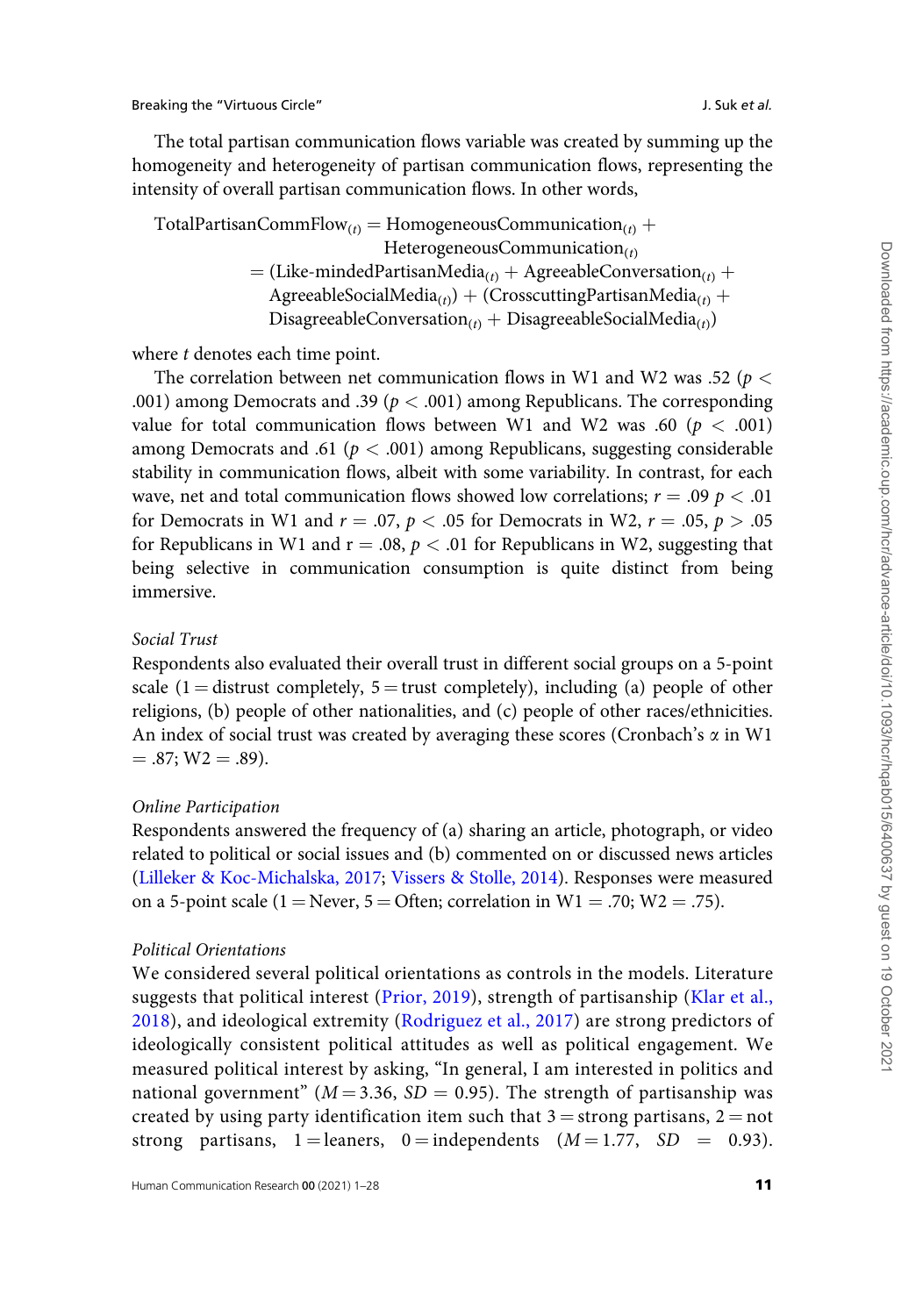The total partisan communication flows variable was created by summing up the homogeneity and heterogeneity of partisan communication flows, representing the intensity of overall partisan communication flows. In other words,

$$
\begin{aligned}
\text{TotalPartisanCommFlow}_{(t)} &= \text{HomogeneousCommunication}_{(t)} + \\
&\quad \text{HeterogeneousCommunication}_{(t)} \\
&= (\text{Like-mindedPartisanMedia}_{(t)} + \text{AgreeableConversation}_{(t)} + \\
&\quad \text{AgreeableSocialMedia}_{(t)}) + (\text{CrosscuttingPartisanMedia}_{(t)} + \\
&\quad \text{DisagreeableConversation}_{(t)} + \text{DisagreeableSocialMedia}_{(t)})
\end{aligned}
$$

where $t$ denotes each time point.

The correlation between net communication flows in W1 and W2 was .52 ($p <$ .001) among Democrats and .39 ($p < .001$) among Republicans. The corresponding value for total communication flows between W1 and W2 was .60 ($p < .001$) among Democrats and .61 ($p < .001$) among Republicans, suggesting considerable stability in communication flows, albeit with some variability. In contrast, for each wave, net and total communication flows showed low correlations; $r = .09$ $p < .01$ for Democrats in W1 and $r = .07$, $p < .05$ for Democrats in W2, $r = .05$, $p > .05$ for Republicans in W1 and $r = .08$, $p < .01$ for Republicans in W2, suggesting that being selective in communication consumption is quite distinct from being immersive.

### *Social Trust*

Respondents also evaluated their overall trust in different social groups on a 5-point scale (1 = distrust completely, 5 = trust completely), including (a) people of other religions, (b) people of other nationalities, and (c) people of other races/ethnicities. An index of social trust was created by averaging these scores (Cronbach's $\alpha$ in W1 = .87; W2 = .89).

### *Online Participation*

Respondents answered the frequency of (a) sharing an article, photograph, or video related to political or social issues and (b) commented on or discussed news articles (Lilleker & Koc-Michalska, 2017; Vissers & Stolle, 2014). Responses were measured on a 5-point scale (1 = Never, 5 = Often; correlation in W1 = .70; W2 = .75).

### *Political Orientations*

We considered several political orientations as controls in the models. Literature suggests that political interest (Prior, 2019), strength of partisanship (Klar et al., 2018), and ideological extremity (Rodriguez et al., 2017) are strong predictors of ideologically consistent political attitudes as well as political engagement. We measured political interest by asking, "In general, I am interested in politics and national government" ($M = 3.36$, $SD = 0.95$). The strength of partisanship was created by using party identification item such that 3 = strong partisans, 2 = not strong partisans, 1 = leaners, 0 = independents ($M = 1.77$, $SD = 0.93$).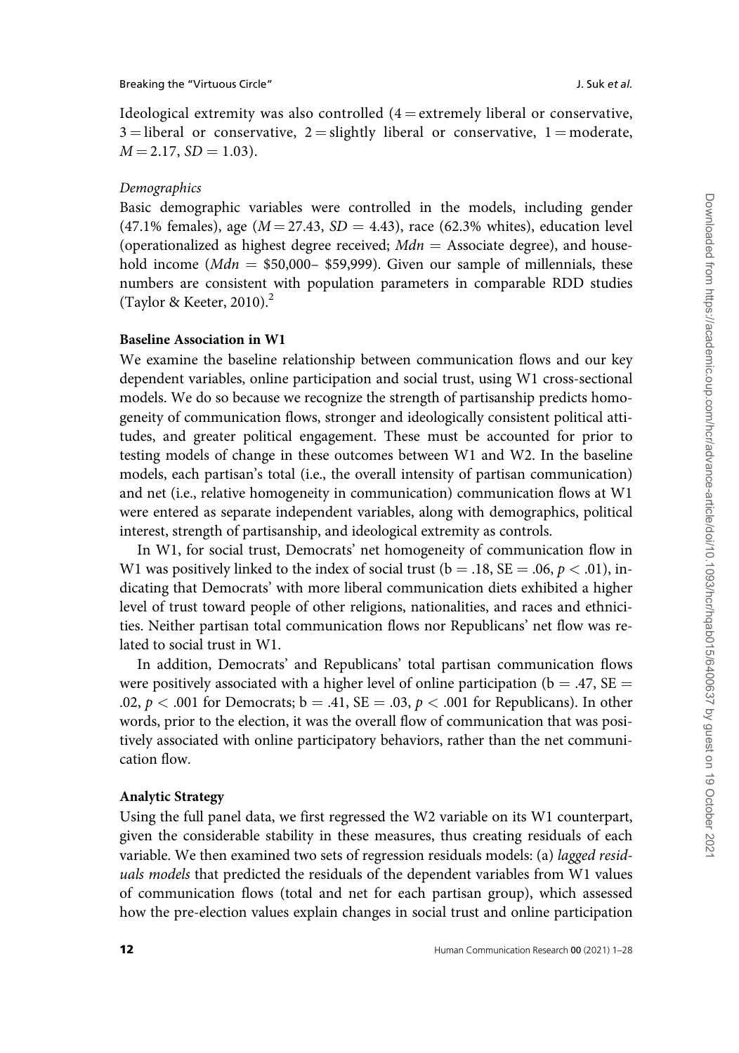Ideological extremity was also controlled (4 = extremely liberal or conservative, 3 = liberal or conservative, 2 = slightly liberal or conservative, 1 = moderate, $M = 2.17$, $SD = 1.03$).

*Demographics*

Basic demographic variables were controlled in the models, including gender (47.1% females), age ($M = 27.43$, $SD = 4.43$), race (62.3% whites), education level (operationalized as highest degree received; $Mdn$ = Associate degree), and household income ($Mdn$ = \$50,000– \$59,999). Given our sample of millennials, these numbers are consistent with population parameters in comparable RDD studies (Taylor & Keeter, 2010).[2]

**Baseline Association in W1**

We examine the baseline relationship between communication flows and our key dependent variables, online participation and social trust, using W1 cross-sectional models. We do so because we recognize the strength of partisanship predicts homogeneity of communication flows, stronger and ideologically consistent political attitudes, and greater political engagement. These must be accounted for prior to testing models of change in these outcomes between W1 and W2. In the baseline models, each partisan's total (i.e., the overall intensity of partisan communication) and net (i.e., relative homogeneity in communication) communication flows at W1 were entered as separate independent variables, along with demographics, political interest, strength of partisanship, and ideological extremity as controls.

In W1, for social trust, Democrats' net homogeneity of communication flow in W1 was positively linked to the index of social trust ($b = .18$, $SE = .06$, $p < .01$), indicating that Democrats' with more liberal communication diets exhibited a higher level of trust toward people of other religions, nationalities, and races and ethnicities. Neither partisan total communication flows nor Republicans' net flow was related to social trust in W1.

In addition, Democrats' and Republicans' total partisan communication flows were positively associated with a higher level of online participation ($b = .47$, $SE = .02$, $p < .001$ for Democrats; $b = .41$, $SE = .03$, $p < .001$ for Republicans). In other words, prior to the election, it was the overall flow of communication that was positively associated with online participatory behaviors, rather than the net communication flow.

**Analytic Strategy**

Using the full panel data, we first regressed the W2 variable on its W1 counterpart, given the considerable stability in these measures, thus creating residuals of each variable. We then examined two sets of regression residuals models: (a) *lagged residuals models* that predicted the residuals of the dependent variables from W1 values of communication flows (total and net for each partisan group), which assessed how the pre-election values explain changes in social trust and online participation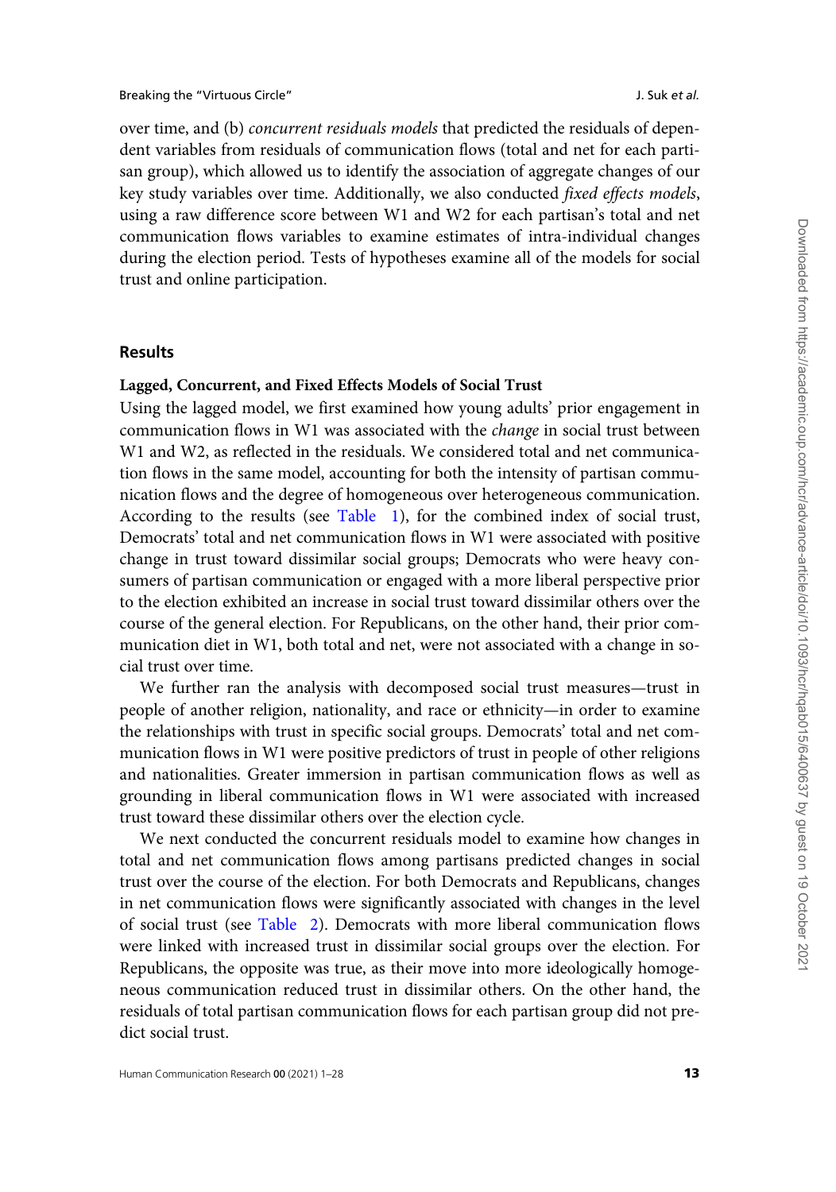over time, and (b) *concurrent residuals models* that predicted the residuals of dependent variables from residuals of communication flows (total and net for each partisan group), which allowed us to identify the association of aggregate changes of our key study variables over time. Additionally, we also conducted *fixed effects models*, using a raw difference score between W1 and W2 for each partisan's total and net communication flows variables to examine estimates of intra-individual changes during the election period. Tests of hypotheses examine all of the models for social trust and online participation.

## Results

### Lagged, Concurrent, and Fixed Effects Models of Social Trust

Using the lagged model, we first examined how young adults' prior engagement in communication flows in W1 was associated with the *change* in social trust between W1 and W2, as reflected in the residuals. We considered total and net communication flows in the same model, accounting for both the intensity of partisan communication flows and the degree of homogeneous over heterogeneous communication. According to the results (see Table 1), for the combined index of social trust, Democrats' total and net communication flows in W1 were associated with positive change in trust toward dissimilar social groups; Democrats who were heavy consumers of partisan communication or engaged with a more liberal perspective prior to the election exhibited an increase in social trust toward dissimilar others over the course of the general election. For Republicans, on the other hand, their prior communication diet in W1, both total and net, were not associated with a change in social trust over time.

We further ran the analysis with decomposed social trust measures—trust in people of another religion, nationality, and race or ethnicity—in order to examine the relationships with trust in specific social groups. Democrats' total and net communication flows in W1 were positive predictors of trust in people of other religions and nationalities. Greater immersion in partisan communication flows as well as grounding in liberal communication flows in W1 were associated with increased trust toward these dissimilar others over the election cycle.

We next conducted the concurrent residuals model to examine how changes in total and net communication flows among partisans predicted changes in social trust over the course of the election. For both Democrats and Republicans, changes in net communication flows were significantly associated with changes in the level of social trust (see Table 2). Democrats with more liberal communication flows were linked with increased trust in dissimilar social groups over the election. For Republicans, the opposite was true, as their move into more ideologically homogeneous communication reduced trust in dissimilar others. On the other hand, the residuals of total partisan communication flows for each partisan group did not predict social trust.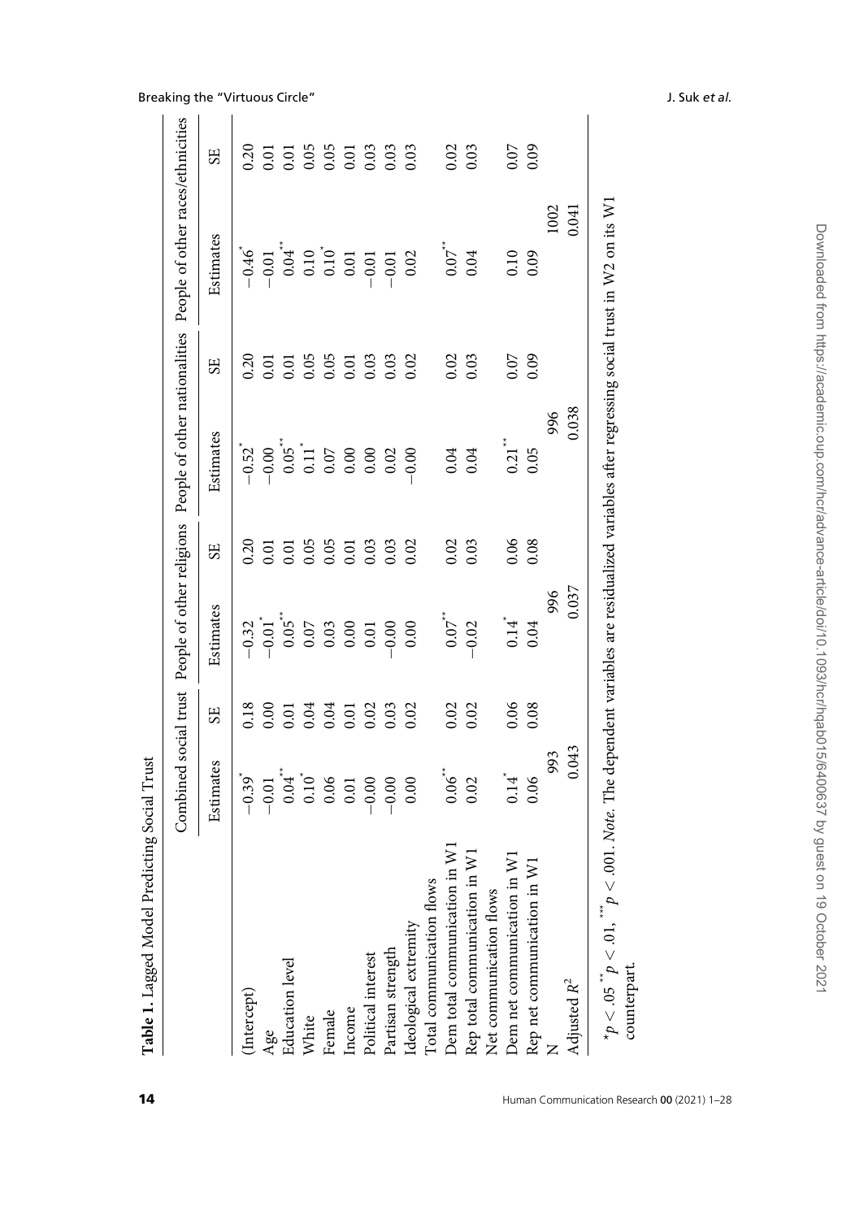**Table 1.** Lagged Model Predicting Social Trust

| | Combined social trust | | People of other religions | | People of other nationalities | | People of other races/ethnicities | |
|---|---|---|---|---|---|---|---|---|
| | Estimates | SE | Estimates | SE | Estimates | SE | Estimates | SE |
| (Intercept) | −0.39* | 0.18 | −0.32 | 0.20 | −0.52* | 0.20 | −0.46* | 0.20 |
| Age | −0.01 | 0.00 | −0.01* | 0.01 | −0.00 | 0.01 | −0.01 | 0.01 |
| Education level | 0.04** | 0.01 | 0.05** | 0.01 | 0.05** | 0.01 | 0.04** | 0.01 |
| White | 0.10* | 0.04 | 0.07 | 0.05 | 0.11* | 0.05 | 0.10* | 0.05 |
| Female | 0.06 | 0.04 | 0.03 | 0.05 | 0.07 | 0.05 | 0.10* | 0.05 |
| Income | 0.01 | 0.01 | 0.00 | 0.01 | 0.00 | 0.01 | 0.01 | 0.01 |
| Political interest | −0.00 | 0.02 | 0.01 | 0.03 | 0.00 | 0.03 | −0.01 | 0.03 |
| Partisan strength | −0.00 | 0.03 | −0.00 | 0.03 | 0.02 | 0.03 | −0.01 | 0.03 |
| Ideological extremity | 0.00 | 0.02 | 0.00 | 0.02 | −0.00 | 0.02 | 0.02 | 0.03 |
| Total communication flows | | | | | | | | |
| Dem total communication in W1 | 0.06** | 0.02 | 0.07** | 0.02 | 0.04 | 0.02 | 0.07** | 0.02 |
| Rep total communication in W1 | 0.02 | 0.02 | −0.02 | 0.03 | 0.04 | 0.03 | 0.04 | 0.03 |
| Net communication flows | | | | | | | | |
| Dem net communication in W1 | 0.14* | 0.06 | 0.14* | 0.06 | 0.21** | 0.07 | 0.10 | 0.07 |
| Rep net communication in W1 | 0.06 | 0.08 | 0.04 | 0.08 | 0.05 | 0.09 | 0.09 | 0.09 |
| N | 993 | | 996 | | 996 | | 1002 | |
| Adjusted $R^2$ | 0.043 | | 0.037 | | 0.038 | | 0.041 | |

*$p < .05$ **$p < .01$, ***$p < .001$. *Note.* The dependent variables are residualized variables after regressing social trust in W2 on its W1 counterpart.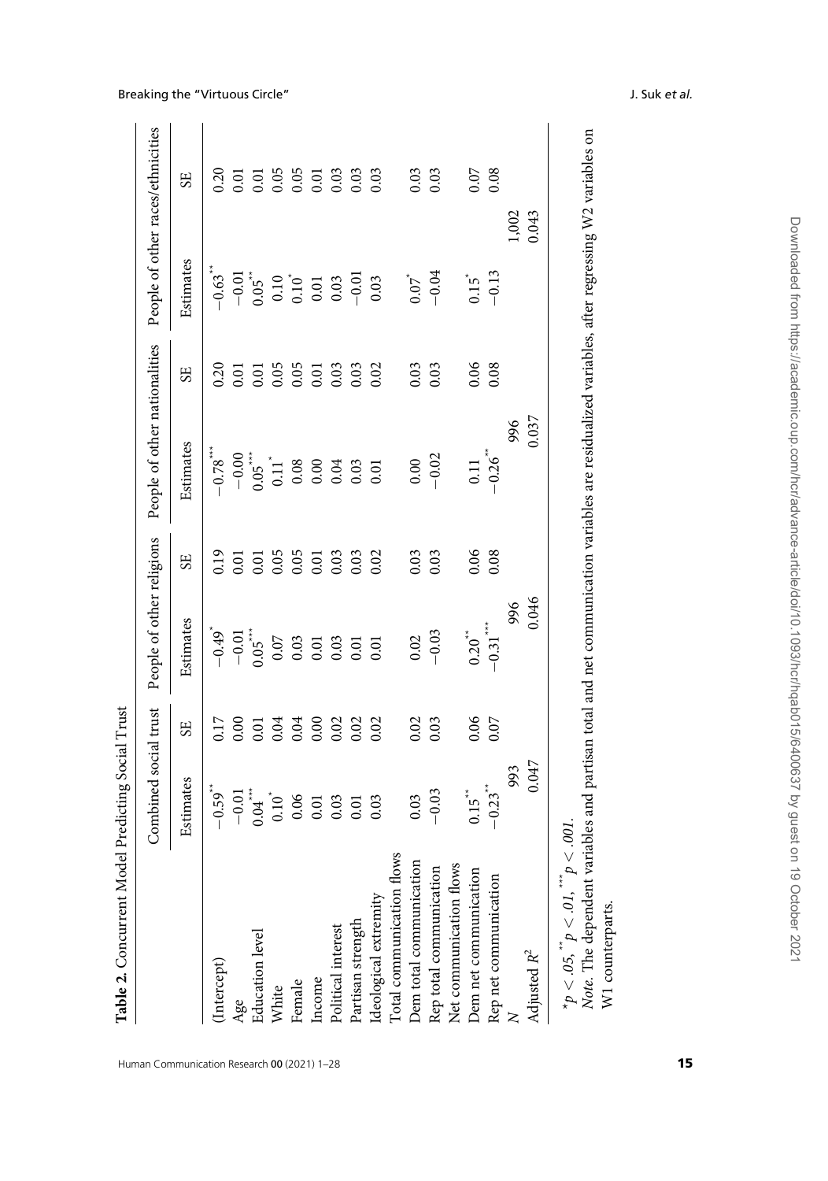**Table 2.** Concurrent Model Predicting Social Trust

| | Combined social trust | | People of other religions | | People of other nationalities | | People of other races/ethnicities | |
|---|---|---|---|---|---|---|---|---|
| | Estimates | SE | Estimates | SE | Estimates | SE | Estimates | SE |
| (Intercept) | $-0.59^{**}$ | 0.17 | $-0.49^{*}$ | 0.19 | $-0.78^{***}$ | 0.20 | $-0.63^{**}$ | 0.20 |
| Age | $-0.01$ | 0.00 | $-0.01$ | 0.01 | $-0.00$ | 0.01 | $-0.01$ | 0.01 |
| Education level | $0.04^{***}$ | 0.01 | $0.05^{***}$ | 0.01 | $0.05^{***}$ | 0.01 | $0.05^{**}$ | 0.01 |
| White | $0.10^{*}$ | 0.04 | 0.07 | 0.05 | $0.11^{*}$ | 0.05 | 0.10 | 0.05 |
| Female | 0.06 | 0.04 | 0.03 | 0.05 | 0.08 | 0.05 | $0.10^{*}$ | 0.05 |
| Income | 0.01 | 0.00 | 0.01 | 0.01 | 0.00 | 0.01 | 0.01 | 0.01 |
| Political interest | 0.03 | 0.02 | 0.03 | 0.03 | 0.04 | 0.03 | 0.03 | 0.03 |
| Partisan strength | 0.01 | 0.02 | 0.01 | 0.03 | 0.03 | 0.03 | $-0.01$ | 0.03 |
| Ideological extremity | 0.03 | 0.02 | 0.01 | 0.02 | 0.01 | 0.02 | 0.03 | 0.03 |
| Total communication flows | | | | | | | | |
| Dem total communication | 0.03 | 0.02 | 0.02 | 0.03 | 0.00 | 0.03 | $0.07^{*}$ | 0.03 |
| Rep total communication | $-0.03$ | 0.03 | $-0.03$ | 0.03 | $-0.02$ | 0.03 | $-0.04$ | 0.03 |
| Net communication flows | | | | | | | | |
| Dem net communication | $0.15^{**}$ | 0.06 | $0.20^{**}$ | 0.06 | 0.11 | 0.06 | $0.15^{*}$ | 0.07 |
| Rep net communication | $-0.23^{**}$ | 0.07 | $-0.31^{***}$ | 0.08 | $-0.26^{**}$ | 0.08 | $-0.13$ | 0.08 |
| $N$ | 993 | | 996 | | 996 | | 1,002 | |
| Adjusted $R^2$ | 0.047 | | 0.046 | | 0.037 | | 0.043 | |

$^{*}p < .05$, $^{**}p < .01$, $^{***}p < .001$.
*Note.* The dependent variables and partisan total and net communication variables are residualized variables, after regressing W2 variables on W1 counterparts.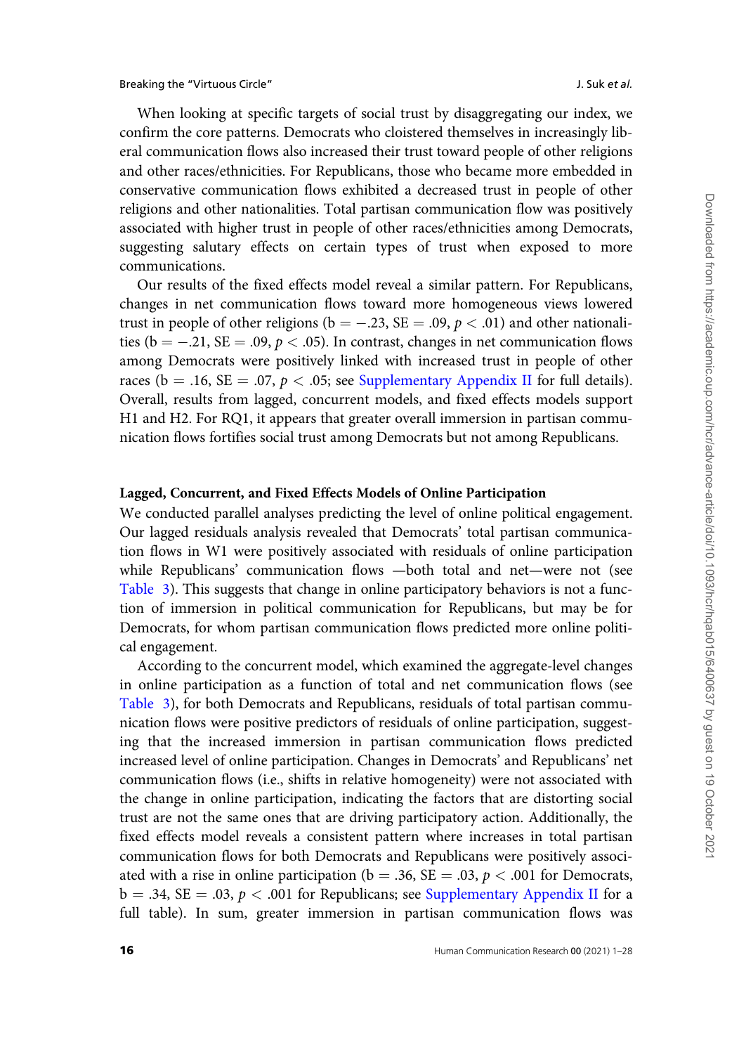When looking at specific targets of social trust by disaggregating our index, we confirm the core patterns. Democrats who cloistered themselves in increasingly liberal communication flows also increased their trust toward people of other religions and other races/ethnicities. For Republicans, those who became more embedded in conservative communication flows exhibited a decreased trust in people of other religions and other nationalities. Total partisan communication flow was positively associated with higher trust in people of other races/ethnicities among Democrats, suggesting salutary effects on certain types of trust when exposed to more communications.

Our results of the fixed effects model reveal a similar pattern. For Republicans, changes in net communication flows toward more homogeneous views lowered trust in people of other religions (b = −.23, SE = .09, $p < .01$) and other nationalities (b = −.21, SE = .09, $p < .05$). In contrast, changes in net communication flows among Democrats were positively linked with increased trust in people of other races (b = .16, SE = .07, $p < .05$; see Supplementary Appendix II for full details). Overall, results from lagged, concurrent models, and fixed effects models support H1 and H2. For RQ1, it appears that greater overall immersion in partisan communication flows fortifies social trust among Democrats but not among Republicans.

### Lagged, Concurrent, and Fixed Effects Models of Online Participation

We conducted parallel analyses predicting the level of online political engagement. Our lagged residuals analysis revealed that Democrats' total partisan communication flows in W1 were positively associated with residuals of online participation while Republicans' communication flows —both total and net—were not (see Table 3). This suggests that change in online participatory behaviors is not a function of immersion in political communication for Republicans, but may be for Democrats, for whom partisan communication flows predicted more online political engagement.

According to the concurrent model, which examined the aggregate-level changes in online participation as a function of total and net communication flows (see Table 3), for both Democrats and Republicans, residuals of total partisan communication flows were positive predictors of residuals of online participation, suggesting that the increased immersion in partisan communication flows predicted increased level of online participation. Changes in Democrats' and Republicans' net communication flows (i.e., shifts in relative homogeneity) were not associated with the change in online participation, indicating the factors that are distorting social trust are not the same ones that are driving participatory action. Additionally, the fixed effects model reveals a consistent pattern where increases in total partisan communication flows for both Democrats and Republicans were positively associated with a rise in online participation (b = .36, SE = .03, $p < .001$ for Democrats, b = .34, SE = .03, $p < .001$ for Republicans; see Supplementary Appendix II for a full table). In sum, greater immersion in partisan communication flows was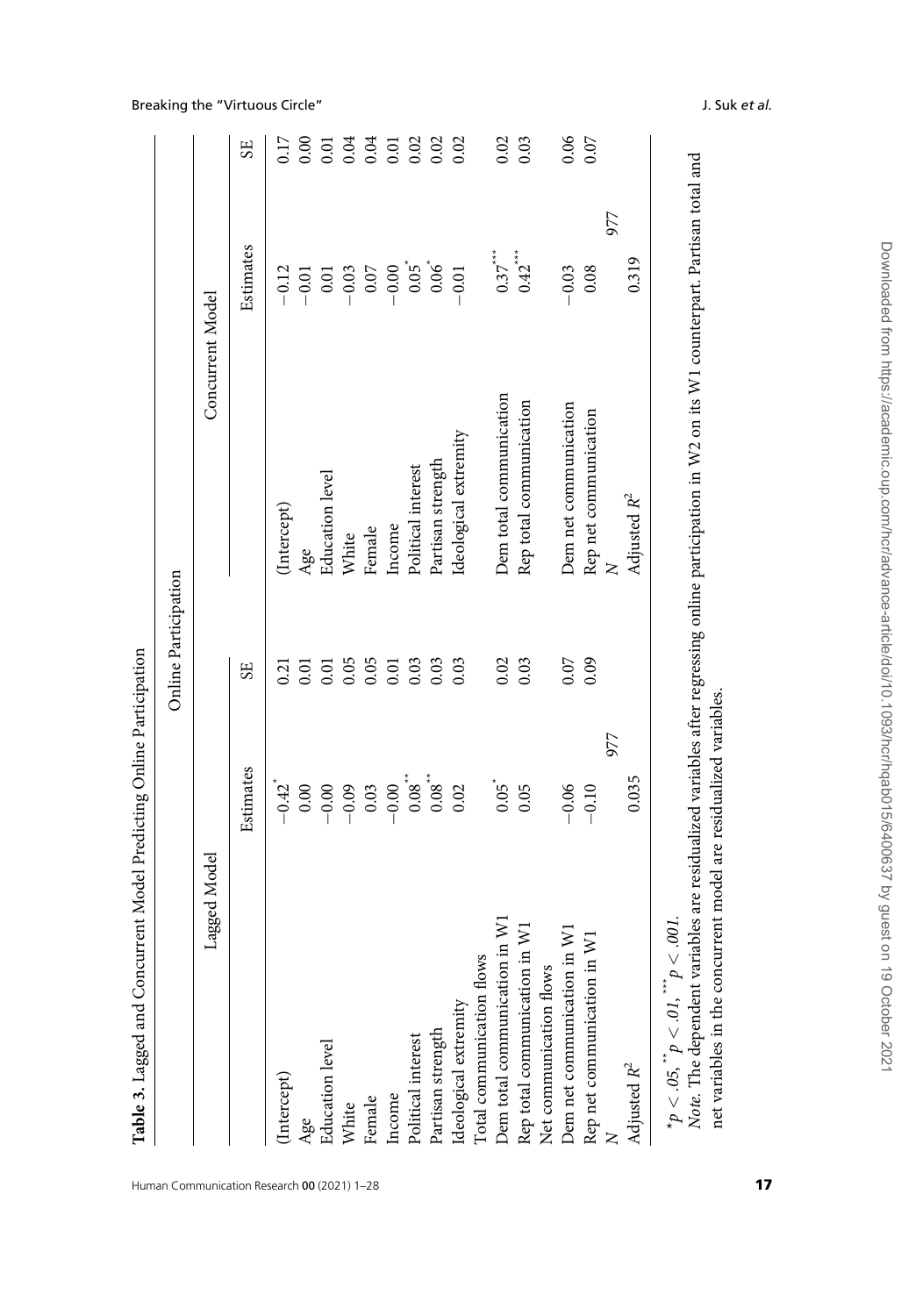**Table 3.** Lagged and Concurrent Model Predicting Online Participation

| Online Participation | | | | | |
|---|---|---|---|---|---|
| Lagged Model | | | Concurrent Model | | |
| | Estimates | SE | | Estimates | SE |
| (Intercept) | $-0.42^{*}$ | 0.21 | (Intercept) | $-0.12$ | 0.17 |
| Age | 0.00 | 0.01 | Age | $-0.01$ | 0.00 |
| Education level | $-0.00$ | 0.01 | Education level | 0.01 | 0.01 |
| White | $-0.09$ | 0.05 | White | $-0.03$ | 0.04 |
| Female | 0.03 | 0.05 | Female | 0.07 | 0.04 |
| Income | $-0.00$ | 0.01 | Income | $-0.00$ | 0.01 |
| Political interest | $0.08^{**}$ | 0.03 | Political interest | $0.05^{*}$ | 0.02 |
| Partisan strength | $0.08^{**}$ | 0.03 | Partisan strength | $0.06^{*}$ | 0.02 |
| Ideological extremity | 0.02 | 0.03 | Ideological extremity | $-0.01$ | 0.02 |
| Total communication flows | | | | | |
| Dem total communication in W1 | $0.05^{*}$ | 0.02 | Dem total communication | $0.37^{***}$ | 0.02 |
| Rep total communication in W1 | 0.05 | 0.03 | Rep total communication | $0.42^{***}$ | 0.03 |
| Net communication flows | | | | | |
| Dem net communication in W1 | $-0.06$ | 0.07 | Dem net communication | $-0.03$ | 0.06 |
| Rep net communication in W1 | $-0.10$ | 0.09 | Rep net communication | 0.08 | 0.07 |
| $N$ | 977 | | $N$ | 977 | |
| Adjusted $R^2$ | 0.035 | | Adjusted $R^2$ | 0.319 | |

$^{*}p < .05$, $^{**}p < .01$, $^{***}p < .001$.

*Note.* The dependent variables are residualized variables after regressing online participation in W2 on its W1 counterpart. Partisan total and net variables in the concurrent model are residualized variables.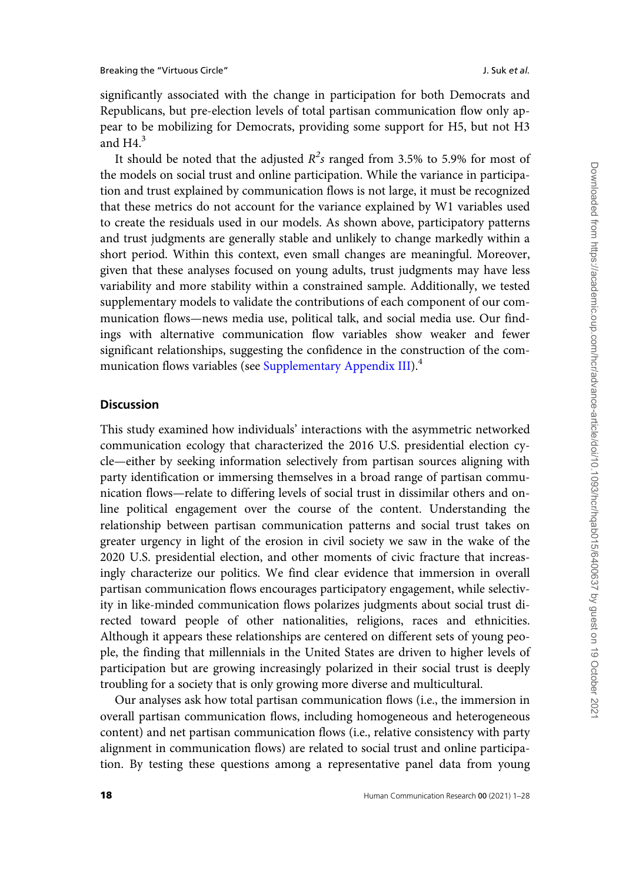significantly associated with the change in participation for both Democrats and Republicans, but pre-election levels of total partisan communication flow only appear to be mobilizing for Democrats, providing some support for H5, but not H3 and H4.[3]

It should be noted that the adjusted $R^2$s ranged from 3.5% to 5.9% for most of the models on social trust and online participation. While the variance in participation and trust explained by communication flows is not large, it must be recognized that these metrics do not account for the variance explained by W1 variables used to create the residuals used in our models. As shown above, participatory patterns and trust judgments are generally stable and unlikely to change markedly within a short period. Within this context, even small changes are meaningful. Moreover, given that these analyses focused on young adults, trust judgments may have less variability and more stability within a constrained sample. Additionally, we tested supplementary models to validate the contributions of each component of our communication flows—news media use, political talk, and social media use. Our findings with alternative communication flow variables show weaker and fewer significant relationships, suggesting the confidence in the construction of the communication flows variables (see Supplementary Appendix III).[4]

## Discussion

This study examined how individuals' interactions with the asymmetric networked communication ecology that characterized the 2016 U.S. presidential election cycle—either by seeking information selectively from partisan sources aligning with party identification or immersing themselves in a broad range of partisan communication flows—relate to differing levels of social trust in dissimilar others and online political engagement over the course of the content. Understanding the relationship between partisan communication patterns and social trust takes on greater urgency in light of the erosion in civil society we saw in the wake of the 2020 U.S. presidential election, and other moments of civic fracture that increasingly characterize our politics. We find clear evidence that immersion in overall partisan communication flows encourages participatory engagement, while selectivity in like-minded communication flows polarizes judgments about social trust directed toward people of other nationalities, religions, races and ethnicities. Although it appears these relationships are centered on different sets of young people, the finding that millennials in the United States are driven to higher levels of participation but are growing increasingly polarized in their social trust is deeply troubling for a society that is only growing more diverse and multicultural.

Our analyses ask how total partisan communication flows (i.e., the immersion in overall partisan communication flows, including homogeneous and heterogeneous content) and net partisan communication flows (i.e., relative consistency with party alignment in communication flows) are related to social trust and online participation. By testing these questions among a representative panel data from young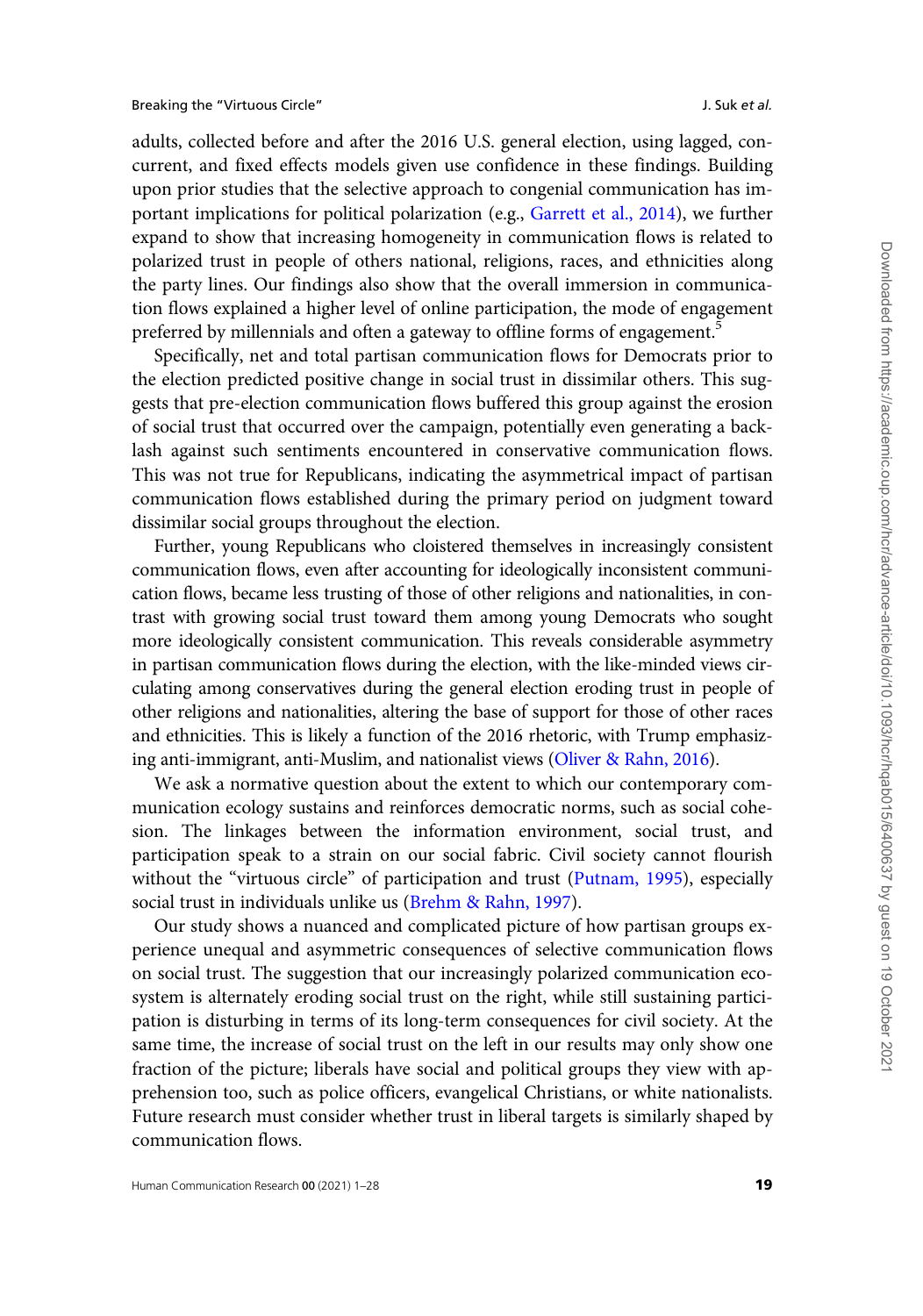adults, collected before and after the 2016 U.S. general election, using lagged, concurrent, and fixed effects models given use confidence in these findings. Building upon prior studies that the selective approach to congenial communication has important implications for political polarization (e.g., Garrett et al., 2014), we further expand to show that increasing homogeneity in communication flows is related to polarized trust in people of others national, religions, races, and ethnicities along the party lines. Our findings also show that the overall immersion in communication flows explained a higher level of online participation, the mode of engagement preferred by millennials and often a gateway to offline forms of engagement.[5]

Specifically, net and total partisan communication flows for Democrats prior to the election predicted positive change in social trust in dissimilar others. This suggests that pre-election communication flows buffered this group against the erosion of social trust that occurred over the campaign, potentially even generating a backlash against such sentiments encountered in conservative communication flows. This was not true for Republicans, indicating the asymmetrical impact of partisan communication flows established during the primary period on judgment toward dissimilar social groups throughout the election.

Further, young Republicans who cloistered themselves in increasingly consistent communication flows, even after accounting for ideologically inconsistent communication flows, became less trusting of those of other religions and nationalities, in contrast with growing social trust toward them among young Democrats who sought more ideologically consistent communication. This reveals considerable asymmetry in partisan communication flows during the election, with the like-minded views circulating among conservatives during the general election eroding trust in people of other religions and nationalities, altering the base of support for those of other races and ethnicities. This is likely a function of the 2016 rhetoric, with Trump emphasizing anti-immigrant, anti-Muslim, and nationalist views (Oliver & Rahn, 2016).

We ask a normative question about the extent to which our contemporary communication ecology sustains and reinforces democratic norms, such as social cohesion. The linkages between the information environment, social trust, and participation speak to a strain on our social fabric. Civil society cannot flourish without the "virtuous circle" of participation and trust (Putnam, 1995), especially social trust in individuals unlike us (Brehm & Rahn, 1997).

Our study shows a nuanced and complicated picture of how partisan groups experience unequal and asymmetric consequences of selective communication flows on social trust. The suggestion that our increasingly polarized communication ecosystem is alternately eroding social trust on the right, while still sustaining participation is disturbing in terms of its long-term consequences for civil society. At the same time, the increase of social trust on the left in our results may only show one fraction of the picture; liberals have social and political groups they view with apprehension too, such as police officers, evangelical Christians, or white nationalists. Future research must consider whether trust in liberal targets is similarly shaped by communication flows.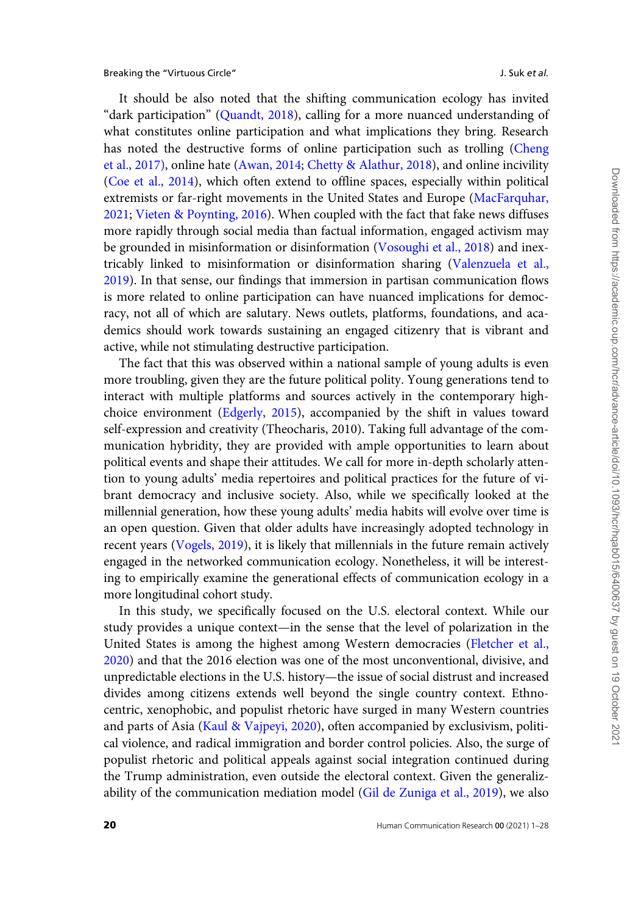It should be also noted that the shifting communication ecology has invited "dark participation" (Quandt, 2018), calling for a more nuanced understanding of what constitutes online participation and what implications they bring. Research has noted the destructive forms of online participation such as trolling (Cheng et al., 2017), online hate (Awan, 2014; Chetty & Alathur, 2018), and online incivility (Coe et al., 2014), which often extend to offline spaces, especially within political extremists or far-right movements in the United States and Europe (MacFarquhar, 2021; Vieten & Poynting, 2016). When coupled with the fact that fake news diffuses more rapidly through social media than factual information, engaged activism may be grounded in misinformation or disinformation (Vosoughi et al., 2018) and inextricably linked to misinformation or disinformation sharing (Valenzuela et al., 2019). In that sense, our findings that immersion in partisan communication flows is more related to online participation can have nuanced implications for democracy, not all of which are salutary. News outlets, platforms, foundations, and academics should work towards sustaining an engaged citizenry that is vibrant and active, while not stimulating destructive participation.

The fact that this was observed within a national sample of young adults is even more troubling, given they are the future political polity. Young generations tend to interact with multiple platforms and sources actively in the contemporary high-choice environment (Edgerly, 2015), accompanied by the shift in values toward self-expression and creativity (Theocharis, 2010). Taking full advantage of the communication hybridity, they are provided with ample opportunities to learn about political events and shape their attitudes. We call for more in-depth scholarly attention to young adults' media repertoires and political practices for the future of vibrant democracy and inclusive society. Also, while we specifically looked at the millennial generation, how these young adults' media habits will evolve over time is an open question. Given that older adults have increasingly adopted technology in recent years (Vogels, 2019), it is likely that millennials in the future remain actively engaged in the networked communication ecology. Nonetheless, it will be interesting to empirically examine the generational effects of communication ecology in a more longitudinal cohort study.

In this study, we specifically focused on the U.S. electoral context. While our study provides a unique context—in the sense that the level of polarization in the United States is among the highest among Western democracies (Fletcher et al., 2020) and that the 2016 election was one of the most unconventional, divisive, and unpredictable elections in the U.S. history—the issue of social distrust and increased divides among citizens extends well beyond the single country context. Ethnocentric, xenophobic, and populist rhetoric have surged in many Western countries and parts of Asia (Kaul & Vajpeyi, 2020), often accompanied by exclusivism, political violence, and radical immigration and border control policies. Also, the surge of populist rhetoric and political appeals against social integration continued during the Trump administration, even outside the electoral context. Given the generalizability of the communication mediation model (Gil de Zuniga et al., 2019), we also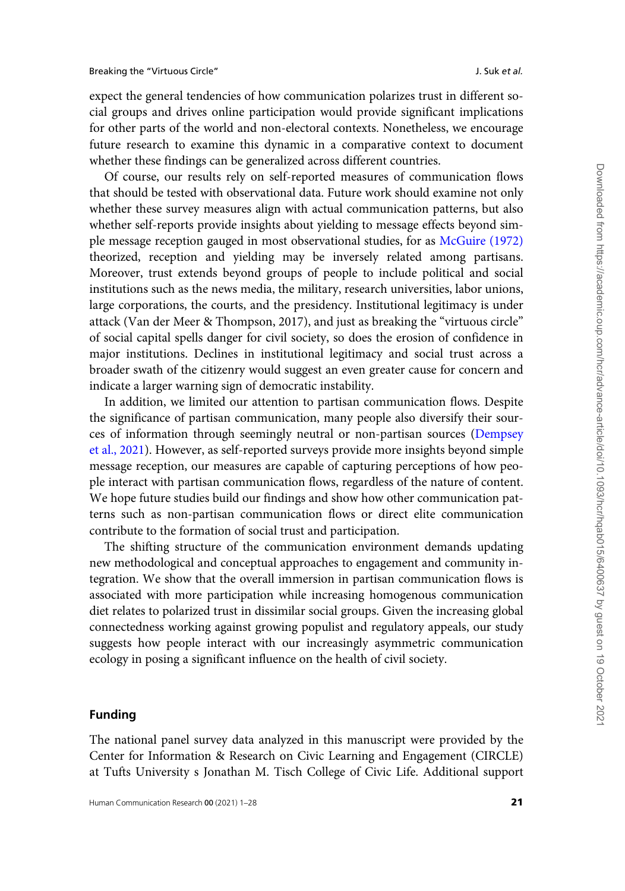expect the general tendencies of how communication polarizes trust in different social groups and drives online participation would provide significant implications for other parts of the world and non-electoral contexts. Nonetheless, we encourage future research to examine this dynamic in a comparative context to document whether these findings can be generalized across different countries.

Of course, our results rely on self-reported measures of communication flows that should be tested with observational data. Future work should examine not only whether these survey measures align with actual communication patterns, but also whether self-reports provide insights about yielding to message effects beyond simple message reception gauged in most observational studies, for as McGuire (1972) theorized, reception and yielding may be inversely related among partisans. Moreover, trust extends beyond groups of people to include political and social institutions such as the news media, the military, research universities, labor unions, large corporations, the courts, and the presidency. Institutional legitimacy is under attack (Van der Meer & Thompson, 2017), and just as breaking the "virtuous circle" of social capital spells danger for civil society, so does the erosion of confidence in major institutions. Declines in institutional legitimacy and social trust across a broader swath of the citizenry would suggest an even greater cause for concern and indicate a larger warning sign of democratic instability.

In addition, we limited our attention to partisan communication flows. Despite the significance of partisan communication, many people also diversify their sources of information through seemingly neutral or non-partisan sources (Dempsey et al., 2021). However, as self-reported surveys provide more insights beyond simple message reception, our measures are capable of capturing perceptions of how people interact with partisan communication flows, regardless of the nature of content. We hope future studies build our findings and show how other communication patterns such as non-partisan communication flows or direct elite communication contribute to the formation of social trust and participation.

The shifting structure of the communication environment demands updating new methodological and conceptual approaches to engagement and community integration. We show that the overall immersion in partisan communication flows is associated with more participation while increasing homogenous communication diet relates to polarized trust in dissimilar social groups. Given the increasing global connectedness working against growing populist and regulatory appeals, our study suggests how people interact with our increasingly asymmetric communication ecology in posing a significant influence on the health of civil society.

## Funding

The national panel survey data analyzed in this manuscript were provided by the Center for Information & Research on Civic Learning and Engagement (CIRCLE) at Tufts University s Jonathan M. Tisch College of Civic Life. Additional support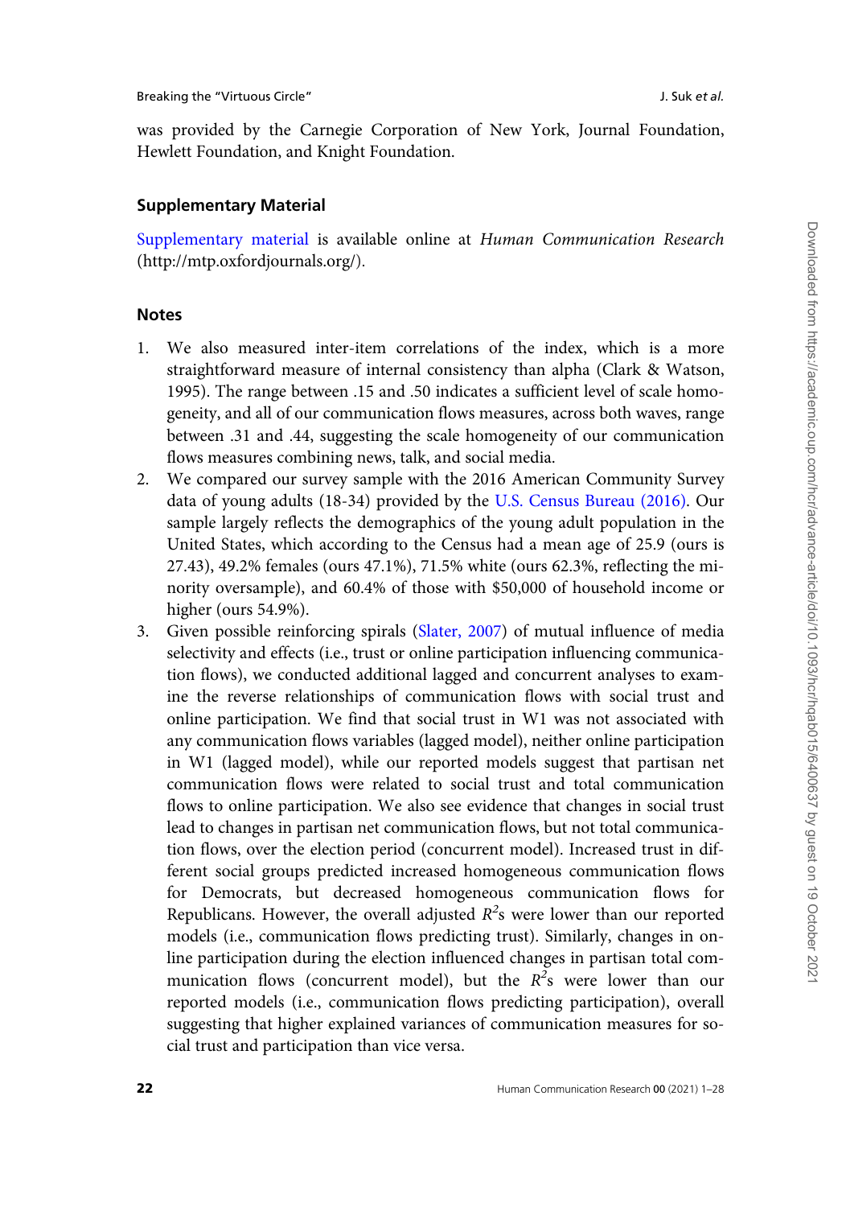was provided by the Carnegie Corporation of New York, Journal Foundation, Hewlett Foundation, and Knight Foundation.

## Supplementary Material

Supplementary material is available online at *Human Communication Research* (http://mtp.oxfordjournals.org/).

## Notes

1. We also measured inter-item correlations of the index, which is a more straightforward measure of internal consistency than alpha (Clark & Watson, 1995). The range between .15 and .50 indicates a sufficient level of scale homogeneity, and all of our communication flows measures, across both waves, range between .31 and .44, suggesting the scale homogeneity of our communication flows measures combining news, talk, and social media.
2. We compared our survey sample with the 2016 American Community Survey data of young adults (18-34) provided by the U.S. Census Bureau (2016). Our sample largely reflects the demographics of the young adult population in the United States, which according to the Census had a mean age of 25.9 (ours is 27.43), 49.2% females (ours 47.1%), 71.5% white (ours 62.3%, reflecting the minority oversample), and 60.4% of those with \$50,000 of household income or higher (ours 54.9%).
3. Given possible reinforcing spirals (Slater, 2007) of mutual influence of media selectivity and effects (i.e., trust or online participation influencing communication flows), we conducted additional lagged and concurrent analyses to examine the reverse relationships of communication flows with social trust and online participation. We find that social trust in W1 was not associated with any communication flows variables (lagged model), neither online participation in W1 (lagged model), while our reported models suggest that partisan net communication flows were related to social trust and total communication flows to online participation. We also see evidence that changes in social trust lead to changes in partisan net communication flows, but not total communication flows, over the election period (concurrent model). Increased trust in different social groups predicted increased homogeneous communication flows for Democrats, but decreased homogeneous communication flows for Republicans. However, the overall adjusted $R^2$s were lower than our reported models (i.e., communication flows predicting trust). Similarly, changes in online participation during the election influenced changes in partisan total communication flows (concurrent model), but the $R^2$s were lower than our reported models (i.e., communication flows predicting participation), overall suggesting that higher explained variances of communication measures for social trust and participation than vice versa.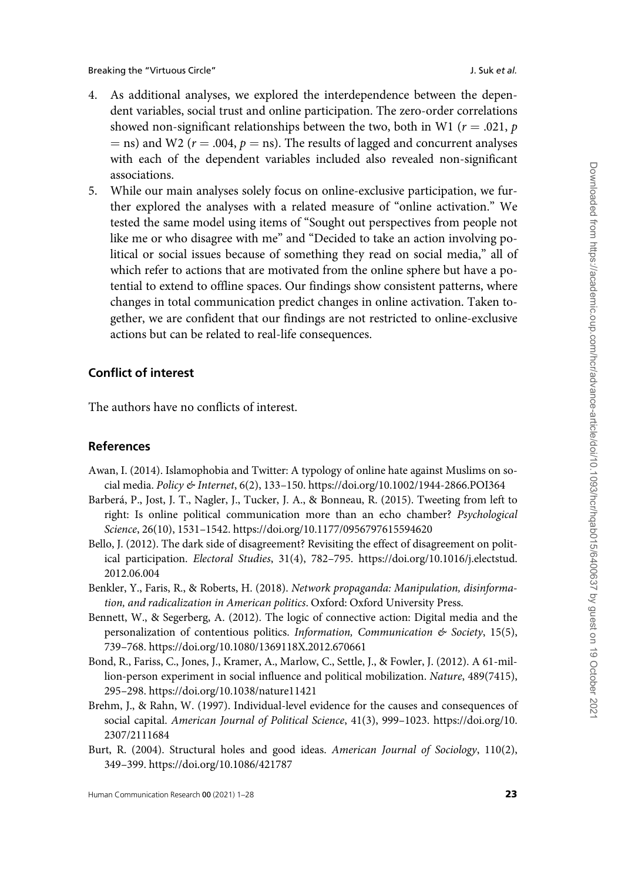4. As additional analyses, we explored the interdependence between the dependent variables, social trust and online participation. The zero-order correlations showed non-significant relationships between the two, both in W1 ($r = .021$, $p = \text{ns}$) and W2 ($r = .004$, $p = \text{ns}$). The results of lagged and concurrent analyses with each of the dependent variables included also revealed non-significant associations.
5. While our main analyses solely focus on online-exclusive participation, we further explored the analyses with a related measure of "online activation." We tested the same model using items of "Sought out perspectives from people not like me or who disagree with me" and "Decided to take an action involving political or social issues because of something they read on social media," all of which refer to actions that are motivated from the online sphere but have a potential to extend to offline spaces. Our findings show consistent patterns, where changes in total communication predict changes in online activation. Taken together, we are confident that our findings are not restricted to online-exclusive actions but can be related to real-life consequences.

## Conflict of interest

The authors have no conflicts of interest.

## References

Awan, I. (2014). Islamophobia and Twitter: A typology of online hate against Muslims on social media. *Policy & Internet*, 6(2), 133–150. https://doi.org/10.1002/1944-2866.POI364

Barberá, P., Jost, J. T., Nagler, J., Tucker, J. A., & Bonneau, R. (2015). Tweeting from left to right: Is online political communication more than an echo chamber? *Psychological Science*, 26(10), 1531–1542. https://doi.org/10.1177/0956797615594620

Bello, J. (2012). The dark side of disagreement? Revisiting the effect of disagreement on political participation. *Electoral Studies*, 31(4), 782–795. https://doi.org/10.1016/j.electstud.2012.06.004

Benkler, Y., Faris, R., & Roberts, H. (2018). *Network propaganda: Manipulation, disinformation, and radicalization in American politics*. Oxford: Oxford University Press.

Bennett, W., & Segerberg, A. (2012). The logic of connective action: Digital media and the personalization of contentious politics. *Information, Communication & Society*, 15(5), 739–768. https://doi.org/10.1080/1369118X.2012.670661

Bond, R., Fariss, C., Jones, J., Kramer, A., Marlow, C., Settle, J., & Fowler, J. (2012). A 61-million-person experiment in social influence and political mobilization. *Nature*, 489(7415), 295–298. https://doi.org/10.1038/nature11421

Brehm, J., & Rahn, W. (1997). Individual-level evidence for the causes and consequences of social capital. *American Journal of Political Science*, 41(3), 999–1023. https://doi.org/10.2307/2111684

Burt, R. (2004). Structural holes and good ideas. *American Journal of Sociology*, 110(2), 349–399. https://doi.org/10.1086/421787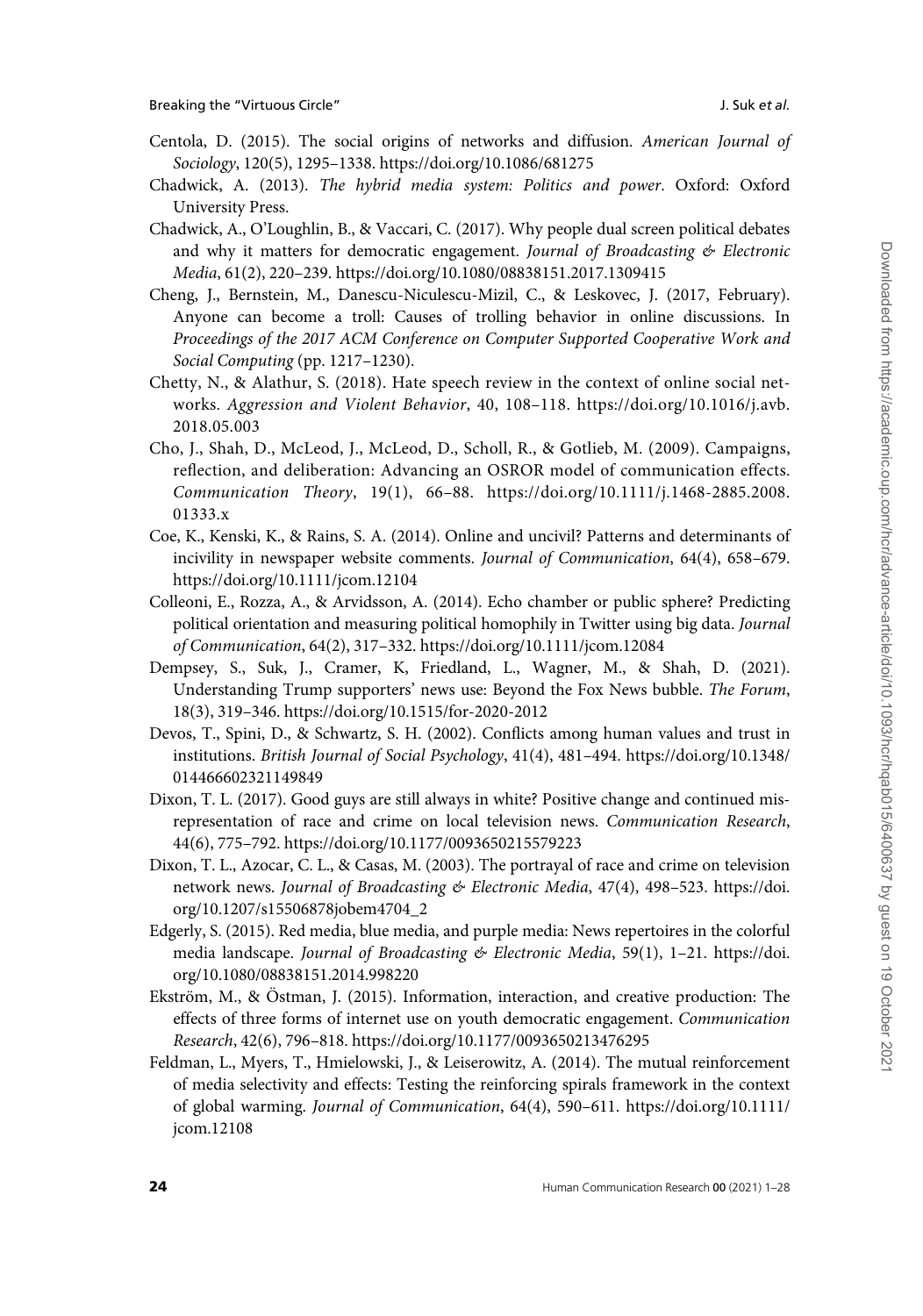Centola, D. (2015). The social origins of networks and diffusion. *American Journal of Sociology*, 120(5), 1295–1338. https://doi.org/10.1086/681275

Chadwick, A. (2013). *The hybrid media system: Politics and power*. Oxford: Oxford University Press.

Chadwick, A., O'Loughlin, B., & Vaccari, C. (2017). Why people dual screen political debates and why it matters for democratic engagement. *Journal of Broadcasting & Electronic Media*, 61(2), 220–239. https://doi.org/10.1080/08838151.2017.1309415

Cheng, J., Bernstein, M., Danescu-Niculescu-Mizil, C., & Leskovec, J. (2017, February). Anyone can become a troll: Causes of trolling behavior in online discussions. In *Proceedings of the 2017 ACM Conference on Computer Supported Cooperative Work and Social Computing* (pp. 1217–1230).

Chetty, N., & Alathur, S. (2018). Hate speech review in the context of online social networks. *Aggression and Violent Behavior*, 40, 108–118. https://doi.org/10.1016/j.avb.2018.05.003

Cho, J., Shah, D., McLeod, J., McLeod, D., Scholl, R., & Gotlieb, M. (2009). Campaigns, reflection, and deliberation: Advancing an OSROR model of communication effects. *Communication Theory*, 19(1), 66–88. https://doi.org/10.1111/j.1468-2885.2008.01333.x

Coe, K., Kenski, K., & Rains, S. A. (2014). Online and uncivil? Patterns and determinants of incivility in newspaper website comments. *Journal of Communication*, 64(4), 658–679. https://doi.org/10.1111/jcom.12104

Colleoni, E., Rozza, A., & Arvidsson, A. (2014). Echo chamber or public sphere? Predicting political orientation and measuring political homophily in Twitter using big data. *Journal of Communication*, 64(2), 317–332. https://doi.org/10.1111/jcom.12084

Dempsey, S., Suk, J., Cramer, K, Friedland, L., Wagner, M., & Shah, D. (2021). Understanding Trump supporters' news use: Beyond the Fox News bubble. *The Forum*, 18(3), 319–346. https://doi.org/10.1515/for-2020-2012

Devos, T., Spini, D., & Schwartz, S. H. (2002). Conflicts among human values and trust in institutions. *British Journal of Social Psychology*, 41(4), 481–494. https://doi.org/10.1348/014466602321149849

Dixon, T. L. (2017). Good guys are still always in white? Positive change and continued misrepresentation of race and crime on local television news. *Communication Research*, 44(6), 775–792. https://doi.org/10.1177/0093650215579223

Dixon, T. L., Azocar, C. L., & Casas, M. (2003). The portrayal of race and crime on television network news. *Journal of Broadcasting & Electronic Media*, 47(4), 498–523. https://doi.org/10.1207/s15506878jobem4704_2

Edgerly, S. (2015). Red media, blue media, and purple media: News repertoires in the colorful media landscape. *Journal of Broadcasting & Electronic Media*, 59(1), 1–21. https://doi.org/10.1080/08838151.2014.998220

Ekström, M., & Östman, J. (2015). Information, interaction, and creative production: The effects of three forms of internet use on youth democratic engagement. *Communication Research*, 42(6), 796–818. https://doi.org/10.1177/0093650213476295

Feldman, L., Myers, T., Hmielowski, J., & Leiserowitz, A. (2014). The mutual reinforcement of media selectivity and effects: Testing the reinforcing spirals framework in the context of global warming. *Journal of Communication*, 64(4), 590–611. https://doi.org/10.1111/jcom.12108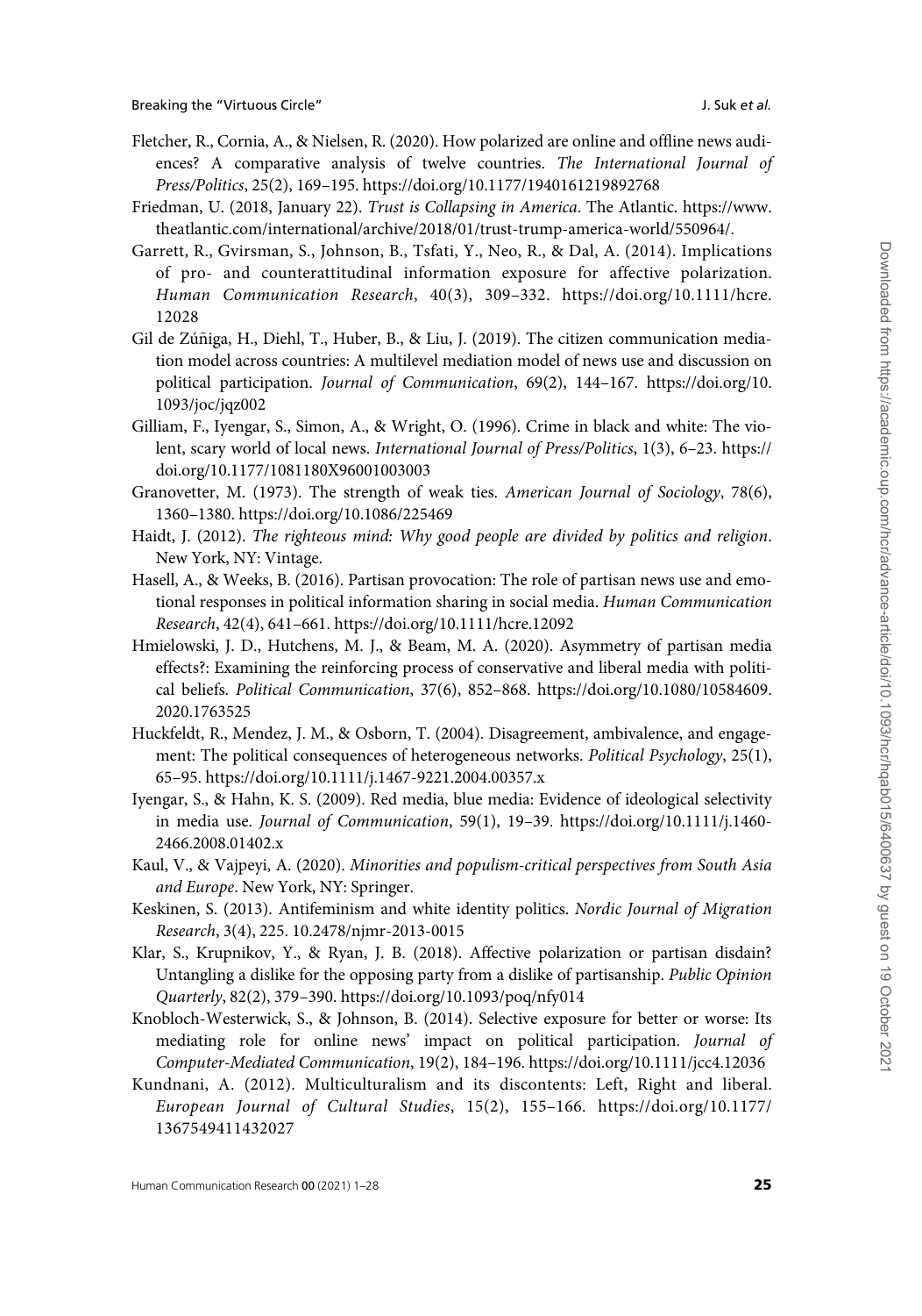Fletcher, R., Cornia, A., & Nielsen, R. (2020). How polarized are online and offline news audiences? A comparative analysis of twelve countries. *The International Journal of Press/Politics*, 25(2), 169–195. https://doi.org/10.1177/1940161219892768

Friedman, U. (2018, January 22). *Trust is Collapsing in America*. The Atlantic. https://www.theatlantic.com/international/archive/2018/01/trust-trump-america-world/550964/.

Garrett, R., Gvirsman, S., Johnson, B., Tsfati, Y., Neo, R., & Dal, A. (2014). Implications of pro- and counterattitudinal information exposure for affective polarization. *Human Communication Research*, 40(3), 309–332. https://doi.org/10.1111/hcre.12028

Gil de Zúñiga, H., Diehl, T., Huber, B., & Liu, J. (2019). The citizen communication mediation model across countries: A multilevel mediation model of news use and discussion on political participation. *Journal of Communication*, 69(2), 144–167. https://doi.org/10.1093/joc/jqz002

Gilliam, F., Iyengar, S., Simon, A., & Wright, O. (1996). Crime in black and white: The violent, scary world of local news. *International Journal of Press/Politics*, 1(3), 6–23. https://doi.org/10.1177/1081180X96001003003

Granovetter, M. (1973). The strength of weak ties. *American Journal of Sociology*, 78(6), 1360–1380. https://doi.org/10.1086/225469

Haidt, J. (2012). *The righteous mind: Why good people are divided by politics and religion*. New York, NY: Vintage.

Hasell, A., & Weeks, B. (2016). Partisan provocation: The role of partisan news use and emotional responses in political information sharing in social media. *Human Communication Research*, 42(4), 641–661. https://doi.org/10.1111/hcre.12092

Hmielowski, J. D., Hutchens, M. J., & Beam, M. A. (2020). Asymmetry of partisan media effects?: Examining the reinforcing process of conservative and liberal media with political beliefs. *Political Communication*, 37(6), 852–868. https://doi.org/10.1080/10584609.2020.1763525

Huckfeldt, R., Mendez, J. M., & Osborn, T. (2004). Disagreement, ambivalence, and engagement: The political consequences of heterogeneous networks. *Political Psychology*, 25(1), 65–95. https://doi.org/10.1111/j.1467-9221.2004.00357.x

Iyengar, S., & Hahn, K. S. (2009). Red media, blue media: Evidence of ideological selectivity in media use. *Journal of Communication*, 59(1), 19–39. https://doi.org/10.1111/j.1460-2466.2008.01402.x

Kaul, V., & Vajpeyi, A. (2020). *Minorities and populism-critical perspectives from South Asia and Europe*. New York, NY: Springer.

Keskinen, S. (2013). Antifeminism and white identity politics. *Nordic Journal of Migration Research*, 3(4), 225. 10.2478/njmr-2013-0015

Klar, S., Krupnikov, Y., & Ryan, J. B. (2018). Affective polarization or partisan disdain? Untangling a dislike for the opposing party from a dislike of partisanship. *Public Opinion Quarterly*, 82(2), 379–390. https://doi.org/10.1093/poq/nfy014

Knobloch-Westerwick, S., & Johnson, B. (2014). Selective exposure for better or worse: Its mediating role for online news' impact on political participation. *Journal of Computer-Mediated Communication*, 19(2), 184–196. https://doi.org/10.1111/jcc4.12036

Kundnani, A. (2012). Multiculturalism and its discontents: Left, Right and liberal. *European Journal of Cultural Studies*, 15(2), 155–166. https://doi.org/10.1177/1367549411432027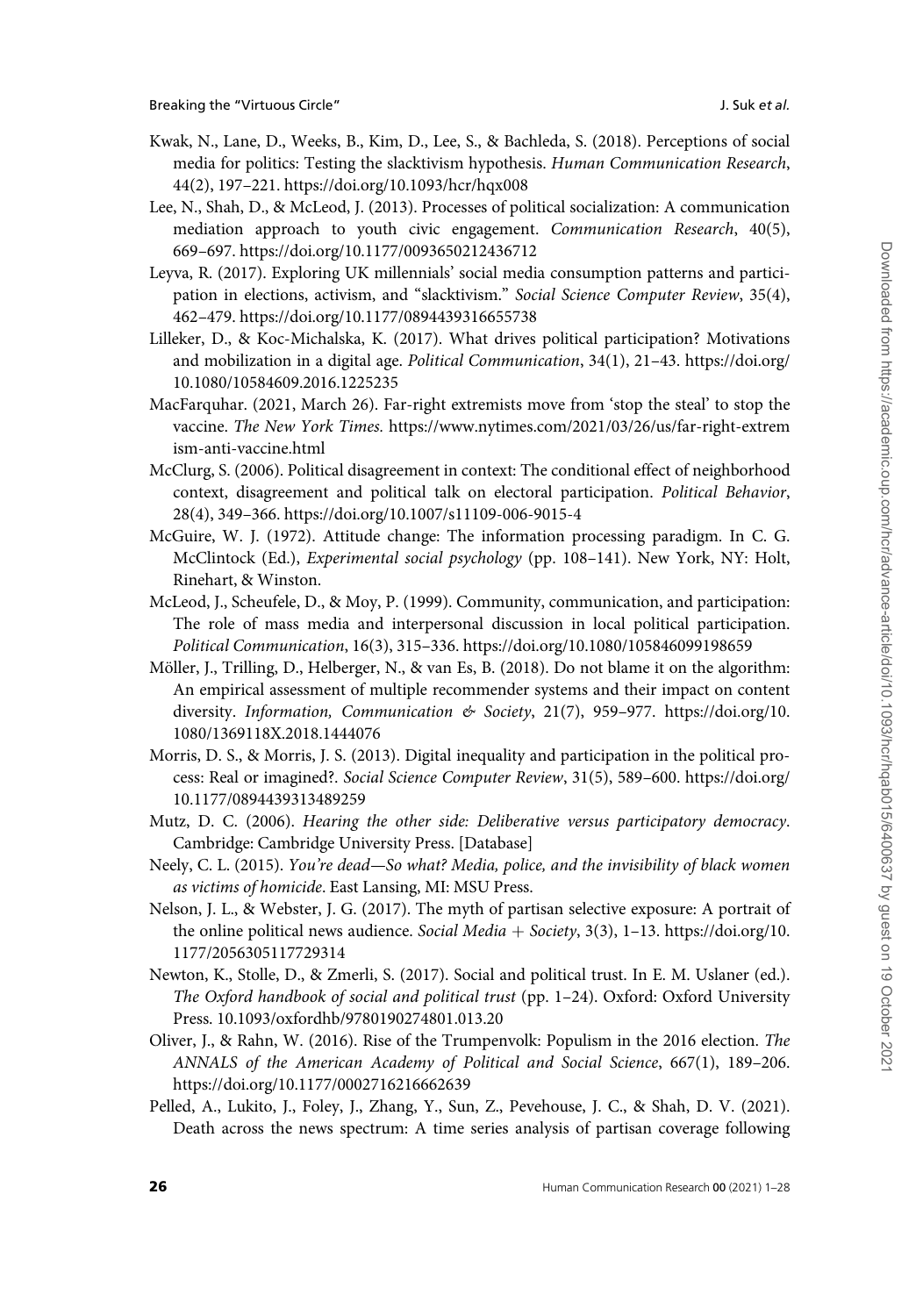Kwak, N., Lane, D., Weeks, B., Kim, D., Lee, S., & Bachleda, S. (2018). Perceptions of social media for politics: Testing the slacktivism hypothesis. *Human Communication Research*, 44(2), 197–221. https://doi.org/10.1093/hcr/hqx008

Lee, N., Shah, D., & McLeod, J. (2013). Processes of political socialization: A communication mediation approach to youth civic engagement. *Communication Research*, 40(5), 669–697. https://doi.org/10.1177/0093650212436712

Leyva, R. (2017). Exploring UK millennials' social media consumption patterns and participation in elections, activism, and "slacktivism." *Social Science Computer Review*, 35(4), 462–479. https://doi.org/10.1177/0894439316655738

Lilleker, D., & Koc-Michalska, K. (2017). What drives political participation? Motivations and mobilization in a digital age. *Political Communication*, 34(1), 21–43. https://doi.org/10.1080/10584609.2016.1225235

MacFarquhar. (2021, March 26). Far-right extremists move from 'stop the steal' to stop the vaccine. *The New York Times.* https://www.nytimes.com/2021/03/26/us/far-right-extremism-anti-vaccine.html

McClurg, S. (2006). Political disagreement in context: The conditional effect of neighborhood context, disagreement and political talk on electoral participation. *Political Behavior*, 28(4), 349–366. https://doi.org/10.1007/s11109-006-9015-4

McGuire, W. J. (1972). Attitude change: The information processing paradigm. In C. G. McClintock (Ed.), *Experimental social psychology* (pp. 108–141). New York, NY: Holt, Rinehart, & Winston.

McLeod, J., Scheufele, D., & Moy, P. (1999). Community, communication, and participation: The role of mass media and interpersonal discussion in local political participation. *Political Communication*, 16(3), 315–336. https://doi.org/10.1080/105846099198659

Möller, J., Trilling, D., Helberger, N., & van Es, B. (2018). Do not blame it on the algorithm: An empirical assessment of multiple recommender systems and their impact on content diversity. *Information, Communication & Society*, 21(7), 959–977. https://doi.org/10.1080/1369118X.2018.1444076

Morris, D. S., & Morris, J. S. (2013). Digital inequality and participation in the political process: Real or imagined?. *Social Science Computer Review*, 31(5), 589–600. https://doi.org/10.1177/0894439313489259

Mutz, D. C. (2006). *Hearing the other side: Deliberative versus participatory democracy*. Cambridge: Cambridge University Press. [Database]

Neely, C. L. (2015). *You're dead—So what? Media, police, and the invisibility of black women as victims of homicide*. East Lansing, MI: MSU Press.

Nelson, J. L., & Webster, J. G. (2017). The myth of partisan selective exposure: A portrait of the online political news audience. *Social Media + Society*, 3(3), 1–13. https://doi.org/10.1177/2056305117729314

Newton, K., Stolle, D., & Zmerli, S. (2017). Social and political trust. In E. M. Uslaner (ed.). *The Oxford handbook of social and political trust* (pp. 1–24). Oxford: Oxford University Press. 10.1093/oxfordhb/9780190274801.013.20

Oliver, J., & Rahn, W. (2016). Rise of the Trumpenvolk: Populism in the 2016 election. *The ANNALS of the American Academy of Political and Social Science*, 667(1), 189–206. https://doi.org/10.1177/0002716216662639

Pelled, A., Lukito, J., Foley, J., Zhang, Y., Sun, Z., Pevehouse, J. C., & Shah, D. V. (2021). Death across the news spectrum: A time series analysis of partisan coverage following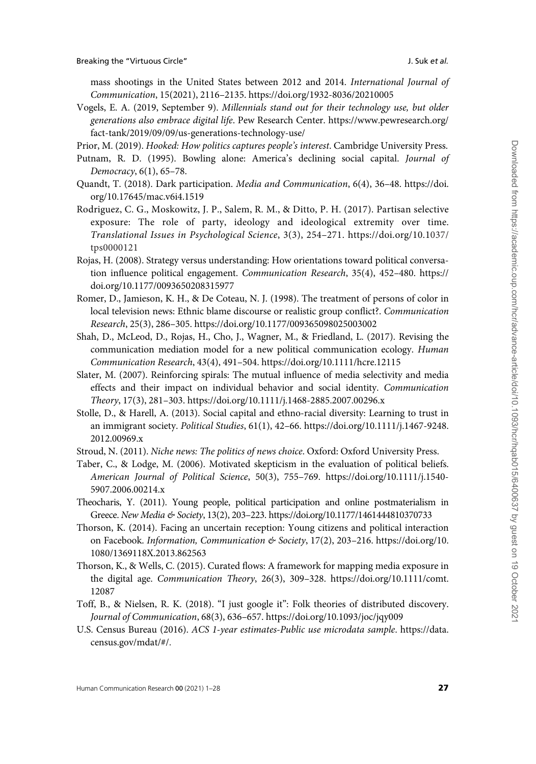mass shootings in the United States between 2012 and 2014. *International Journal of Communication*, 15(2021), 2116–2135. https://doi.org/1932-8036/20210005

Vogels, E. A. (2019, September 9). *Millennials stand out for their technology use, but older generations also embrace digital life*. Pew Research Center. https://www.pewresearch.org/fact-tank/2019/09/09/us-generations-technology-use/

Prior, M. (2019). *Hooked: How politics captures people's interest*. Cambridge University Press.

Putnam, R. D. (1995). Bowling alone: America's declining social capital. *Journal of Democracy*, 6(1), 65–78.

Quandt, T. (2018). Dark participation. *Media and Communication*, 6(4), 36–48. https://doi.org/10.17645/mac.v6i4.1519

Rodriguez, C. G., Moskowitz, J. P., Salem, R. M., & Ditto, P. H. (2017). Partisan selective exposure: The role of party, ideology and ideological extremity over time. *Translational Issues in Psychological Science*, 3(3), 254–271. https://doi.org/10.1037/tps0000121

Rojas, H. (2008). Strategy versus understanding: How orientations toward political conversation influence political engagement. *Communication Research*, 35(4), 452–480. https://doi.org/10.1177/0093650208315977

Romer, D., Jamieson, K. H., & De Coteau, N. J. (1998). The treatment of persons of color in local television news: Ethnic blame discourse or realistic group conflict?. *Communication Research*, 25(3), 286–305. https://doi.org/10.1177/009365098025003002

Shah, D., McLeod, D., Rojas, H., Cho, J., Wagner, M., & Friedland, L. (2017). Revising the communication mediation model for a new political communication ecology. *Human Communication Research*, 43(4), 491–504. https://doi.org/10.1111/hcre.12115

Slater, M. (2007). Reinforcing spirals: The mutual influence of media selectivity and media effects and their impact on individual behavior and social identity. *Communication Theory*, 17(3), 281–303. https://doi.org/10.1111/j.1468-2885.2007.00296.x

Stolle, D., & Harell, A. (2013). Social capital and ethno-racial diversity: Learning to trust in an immigrant society. *Political Studies*, 61(1), 42–66. https://doi.org/10.1111/j.1467-9248.2012.00969.x

Stroud, N. (2011). *Niche news: The politics of news choice*. Oxford: Oxford University Press.

Taber, C., & Lodge, M. (2006). Motivated skepticism in the evaluation of political beliefs. *American Journal of Political Science*, 50(3), 755–769. https://doi.org/10.1111/j.1540-5907.2006.00214.x

Theocharis, Y. (2011). Young people, political participation and online postmaterialism in Greece. *New Media & Society*, 13(2), 203–223. https://doi.org/10.1177/1461444810370733

Thorson, K. (2014). Facing an uncertain reception: Young citizens and political interaction on Facebook. *Information, Communication & Society*, 17(2), 203–216. https://doi.org/10.1080/1369118X.2013.862563

Thorson, K., & Wells, C. (2015). Curated flows: A framework for mapping media exposure in the digital age. *Communication Theory*, 26(3), 309–328. https://doi.org/10.1111/comt.12087

Toff, B., & Nielsen, R. K. (2018). "I just google it": Folk theories of distributed discovery. *Journal of Communication*, 68(3), 636–657. https://doi.org/10.1093/joc/jqy009

U.S. Census Bureau (2016). *ACS 1-year estimates-Public use microdata sample*. https://data.census.gov/mdat/#/.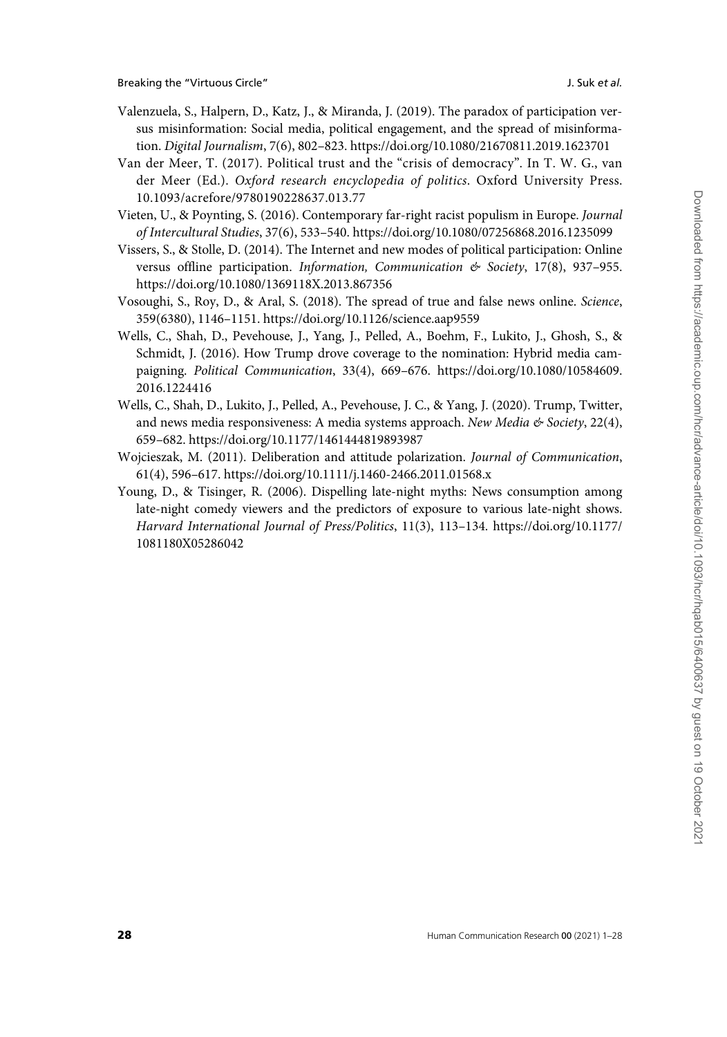Valenzuela, S., Halpern, D., Katz, J., & Miranda, J. (2019). The paradox of participation versus misinformation: Social media, political engagement, and the spread of misinformation. *Digital Journalism*, 7(6), 802–823. https://doi.org/10.1080/21670811.2019.1623701

Van der Meer, T. (2017). Political trust and the "crisis of democracy". In T. W. G., van der Meer (Ed.). *Oxford research encyclopedia of politics*. Oxford University Press. 10.1093/acrefore/9780190228637.013.77

Vieten, U., & Poynting, S. (2016). Contemporary far-right racist populism in Europe. *Journal of Intercultural Studies*, 37(6), 533–540. https://doi.org/10.1080/07256868.2016.1235099

Vissers, S., & Stolle, D. (2014). The Internet and new modes of political participation: Online versus offline participation. *Information, Communication & Society*, 17(8), 937–955. https://doi.org/10.1080/1369118X.2013.867356

Vosoughi, S., Roy, D., & Aral, S. (2018). The spread of true and false news online. *Science*, 359(6380), 1146–1151. https://doi.org/10.1126/science.aap9559

Wells, C., Shah, D., Pevehouse, J., Yang, J., Pelled, A., Boehm, F., Lukito, J., Ghosh, S., & Schmidt, J. (2016). How Trump drove coverage to the nomination: Hybrid media campaigning. *Political Communication*, 33(4), 669–676. https://doi.org/10.1080/10584609.2016.1224416

Wells, C., Shah, D., Lukito, J., Pelled, A., Pevehouse, J. C., & Yang, J. (2020). Trump, Twitter, and news media responsiveness: A media systems approach. *New Media & Society*, 22(4), 659–682. https://doi.org/10.1177/1461444819893987

Wojcieszak, M. (2011). Deliberation and attitude polarization. *Journal of Communication*, 61(4), 596–617. https://doi.org/10.1111/j.1460-2466.2011.01568.x

Young, D., & Tisinger, R. (2006). Dispelling late-night myths: News consumption among late-night comedy viewers and the predictors of exposure to various late-night shows. *Harvard International Journal of Press/Politics*, 11(3), 113–134. https://doi.org/10.1177/1081180X05286042